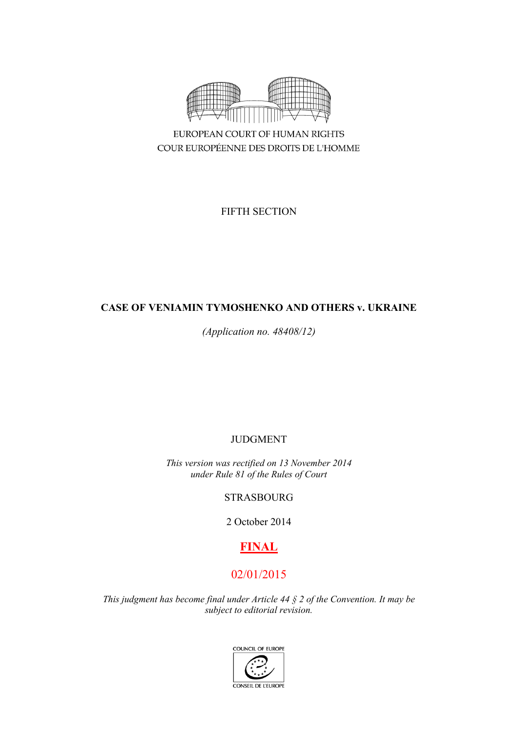EUROPEAN COURT OF HUMAN RIGHTS
COUR EUROPÉENNE DES DROITS DE L'HOMME

FIFTH SECTION

# CASE OF VENIAMIN TYMOSHENKO AND OTHERS v. UKRAINE

*(Application no. 48408/12)*

JUDGMENT

*This version was rectified on 13 November 2014 under Rule 81 of the Rules of Court*

STRASBOURG

2 October 2014

**FINAL**

02/01/2015

*This judgment has become final under Article 44 § 2 of the Convention. It may be subject to editorial revision.*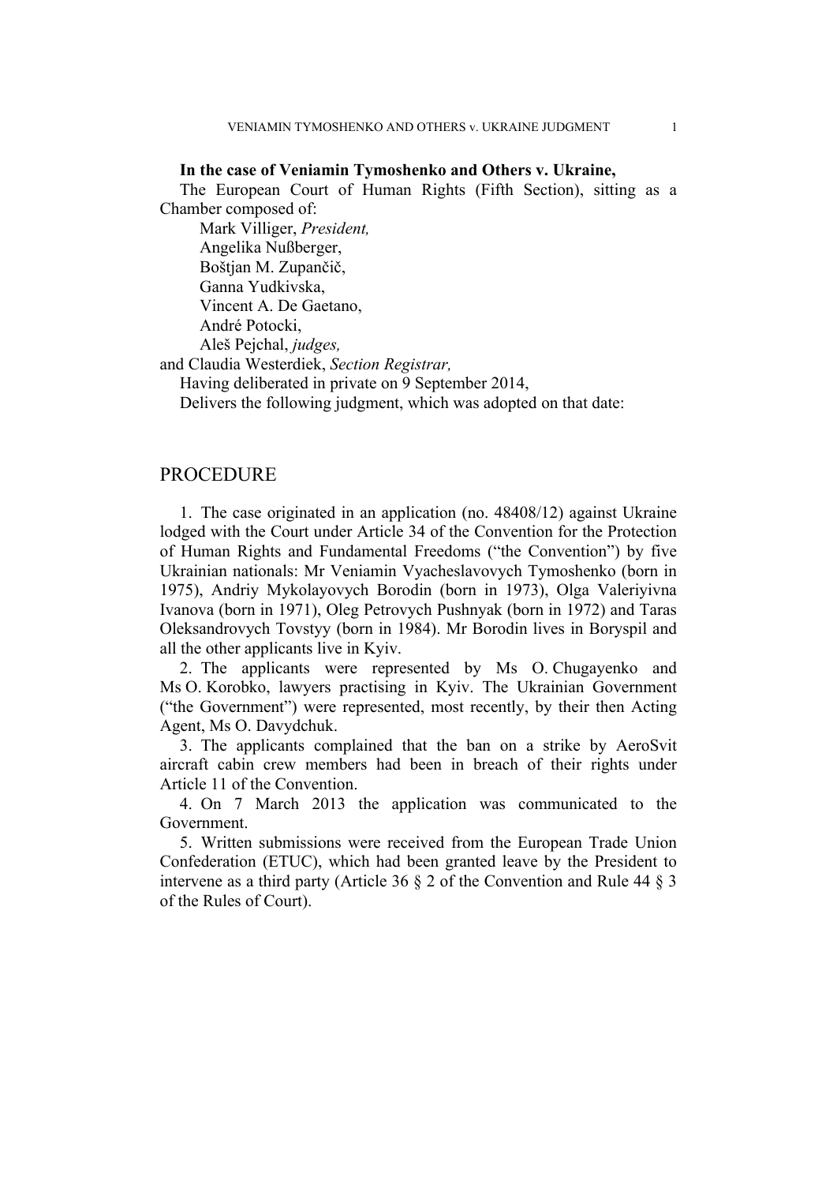**In the case of Veniamin Tymoshenko and Others v. Ukraine,**

The European Court of Human Rights (Fifth Section), sitting as a Chamber composed of:

Mark Villiger, *President,*
Angelika Nußberger,
Boštjan M. Zupančič,
Ganna Yudkivska,
Vincent A. De Gaetano,
André Potocki,
Aleš Pejchal, *judges,*

and Claudia Westerdiek, *Section Registrar,*

Having deliberated in private on 9 September 2014,

Delivers the following judgment, which was adopted on that date:

## PROCEDURE

1. The case originated in an application (no. 48408/12) against Ukraine lodged with the Court under Article 34 of the Convention for the Protection of Human Rights and Fundamental Freedoms ("the Convention") by five Ukrainian nationals: Mr Veniamin Vyacheslavovych Tymoshenko (born in 1975), Andriy Mykolayovych Borodin (born in 1973), Olga Valeriyivna Ivanova (born in 1971), Oleg Petrovych Pushnyak (born in 1972) and Taras Oleksandrovych Tovstyy (born in 1984). Mr Borodin lives in Boryspil and all the other applicants live in Kyiv.

2. The applicants were represented by Ms O. Chugayenko and Ms O. Korobko, lawyers practising in Kyiv. The Ukrainian Government ("the Government") were represented, most recently, by their then Acting Agent, Ms O. Davydchuk.

3. The applicants complained that the ban on a strike by AeroSvit aircraft cabin crew members had been in breach of their rights under Article 11 of the Convention.

4. On 7 March 2013 the application was communicated to the Government.

5. Written submissions were received from the European Trade Union Confederation (ETUC), which had been granted leave by the President to intervene as a third party (Article 36 § 2 of the Convention and Rule 44 § 3 of the Rules of Court).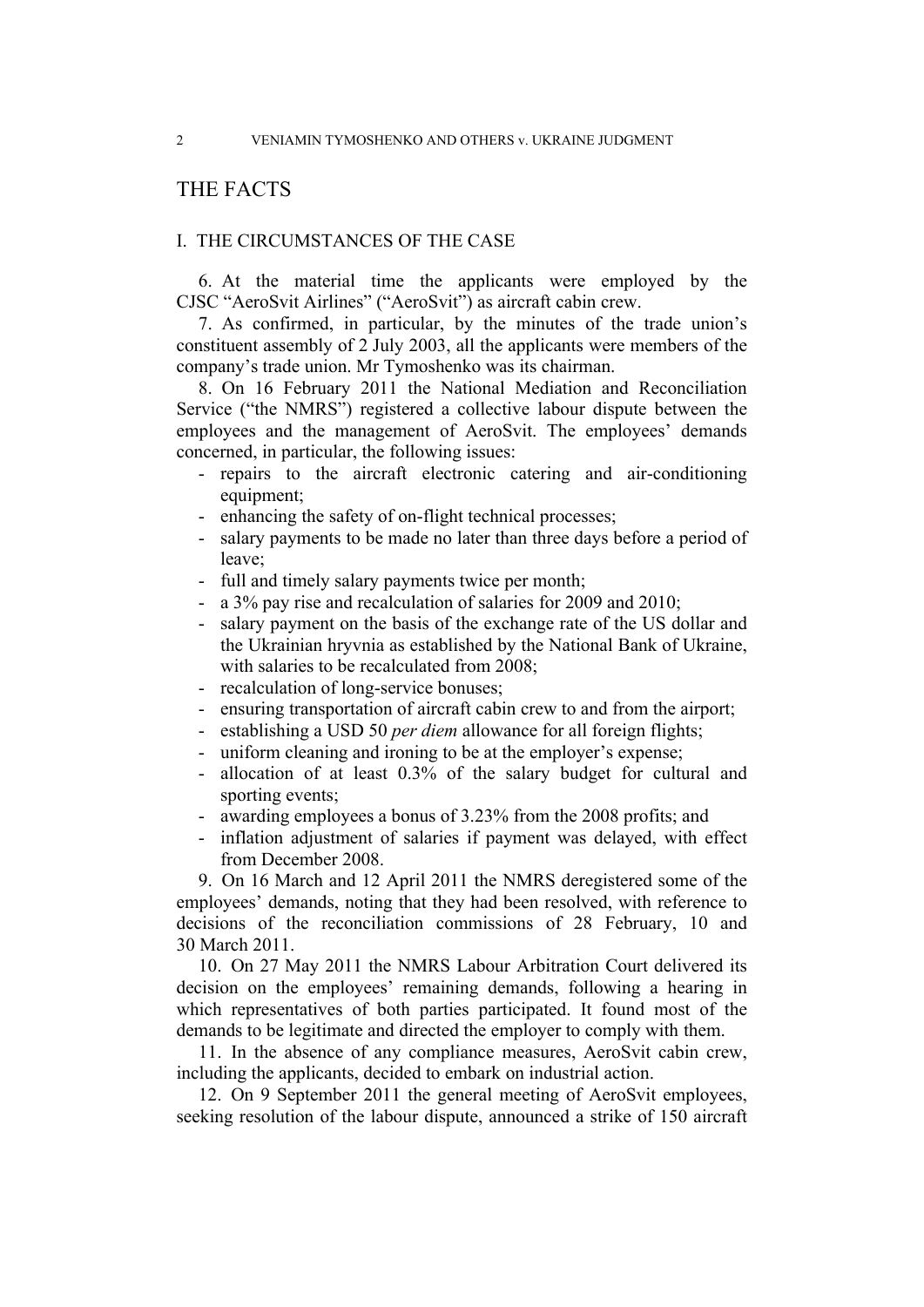# THE FACTS

## I. THE CIRCUMSTANCES OF THE CASE

6. At the material time the applicants were employed by the CJSC "AeroSvit Airlines" ("AeroSvit") as aircraft cabin crew.

7. As confirmed, in particular, by the minutes of the trade union's constituent assembly of 2 July 2003, all the applicants were members of the company's trade union. Mr Tymoshenko was its chairman.

8. On 16 February 2011 the National Mediation and Reconciliation Service ("the NMRS") registered a collective labour dispute between the employees and the management of AeroSvit. The employees' demands concerned, in particular, the following issues:

- repairs to the aircraft electronic catering and air-conditioning equipment;
- enhancing the safety of on-flight technical processes;
- salary payments to be made no later than three days before a period of leave;
- full and timely salary payments twice per month;
- a 3% pay rise and recalculation of salaries for 2009 and 2010;
- salary payment on the basis of the exchange rate of the US dollar and the Ukrainian hryvnia as established by the National Bank of Ukraine, with salaries to be recalculated from 2008;
- recalculation of long-service bonuses;
- ensuring transportation of aircraft cabin crew to and from the airport;
- establishing a USD 50 *per diem* allowance for all foreign flights;
- uniform cleaning and ironing to be at the employer's expense;
- allocation of at least 0.3% of the salary budget for cultural and sporting events;
- awarding employees a bonus of 3.23% from the 2008 profits; and
- inflation adjustment of salaries if payment was delayed, with effect from December 2008.

9. On 16 March and 12 April 2011 the NMRS deregistered some of the employees' demands, noting that they had been resolved, with reference to decisions of the reconciliation commissions of 28 February, 10 and 30 March 2011.

10. On 27 May 2011 the NMRS Labour Arbitration Court delivered its decision on the employees' remaining demands, following a hearing in which representatives of both parties participated. It found most of the demands to be legitimate and directed the employer to comply with them.

11. In the absence of any compliance measures, AeroSvit cabin crew, including the applicants, decided to embark on industrial action.

12. On 9 September 2011 the general meeting of AeroSvit employees, seeking resolution of the labour dispute, announced a strike of 150 aircraft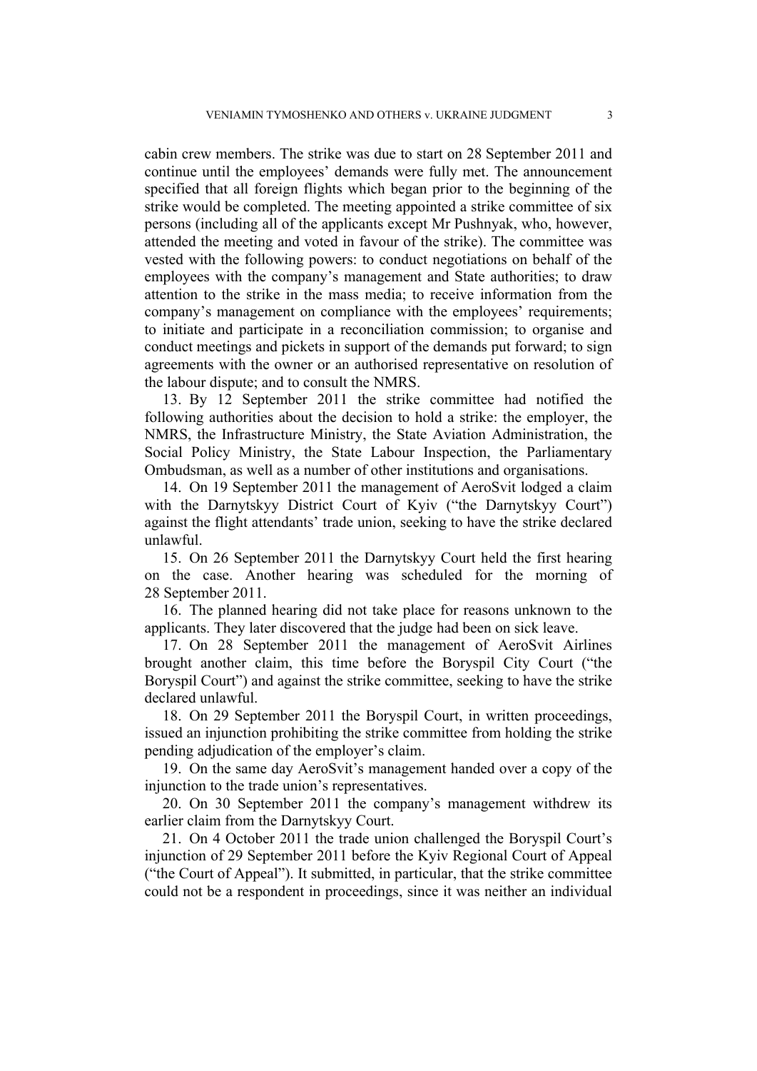cabin crew members. The strike was due to start on 28 September 2011 and continue until the employees' demands were fully met. The announcement specified that all foreign flights which began prior to the beginning of the strike would be completed. The meeting appointed a strike committee of six persons (including all of the applicants except Mr Pushnyak, who, however, attended the meeting and voted in favour of the strike). The committee was vested with the following powers: to conduct negotiations on behalf of the employees with the company's management and State authorities; to draw attention to the strike in the mass media; to receive information from the company's management on compliance with the employees' requirements; to initiate and participate in a reconciliation commission; to organise and conduct meetings and pickets in support of the demands put forward; to sign agreements with the owner or an authorised representative on resolution of the labour dispute; and to consult the NMRS.

13. By 12 September 2011 the strike committee had notified the following authorities about the decision to hold a strike: the employer, the NMRS, the Infrastructure Ministry, the State Aviation Administration, the Social Policy Ministry, the State Labour Inspection, the Parliamentary Ombudsman, as well as a number of other institutions and organisations.

14. On 19 September 2011 the management of AeroSvit lodged a claim with the Darnytskyy District Court of Kyiv ("the Darnytskyy Court") against the flight attendants' trade union, seeking to have the strike declared unlawful.

15. On 26 September 2011 the Darnytskyy Court held the first hearing on the case. Another hearing was scheduled for the morning of 28 September 2011.

16. The planned hearing did not take place for reasons unknown to the applicants. They later discovered that the judge had been on sick leave.

17. On 28 September 2011 the management of AeroSvit Airlines brought another claim, this time before the Boryspil City Court ("the Boryspil Court") and against the strike committee, seeking to have the strike declared unlawful.

18. On 29 September 2011 the Boryspil Court, in written proceedings, issued an injunction prohibiting the strike committee from holding the strike pending adjudication of the employer's claim.

19. On the same day AeroSvit's management handed over a copy of the injunction to the trade union's representatives.

20. On 30 September 2011 the company's management withdrew its earlier claim from the Darnytskyy Court.

21. On 4 October 2011 the trade union challenged the Boryspil Court's injunction of 29 September 2011 before the Kyiv Regional Court of Appeal ("the Court of Appeal"). It submitted, in particular, that the strike committee could not be a respondent in proceedings, since it was neither an individual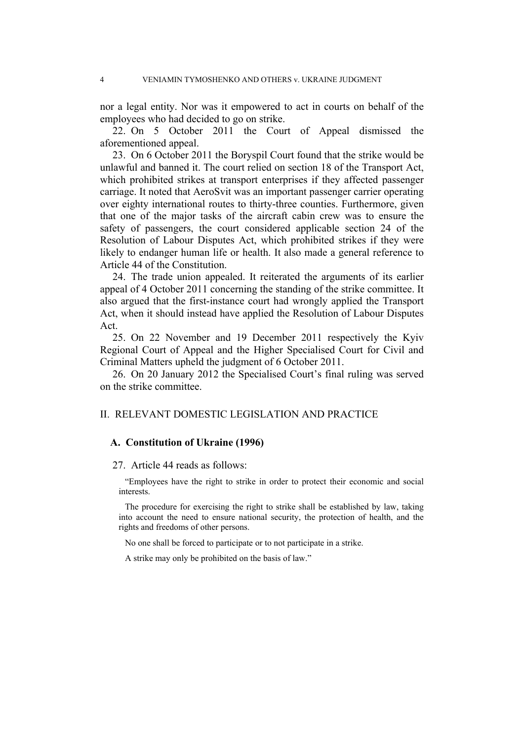nor a legal entity. Nor was it empowered to act in courts on behalf of the employees who had decided to go on strike.

22. On 5 October 2011 the Court of Appeal dismissed the aforementioned appeal.

23. On 6 October 2011 the Boryspil Court found that the strike would be unlawful and banned it. The court relied on section 18 of the Transport Act, which prohibited strikes at transport enterprises if they affected passenger carriage. It noted that AeroSvit was an important passenger carrier operating over eighty international routes to thirty-three counties. Furthermore, given that one of the major tasks of the aircraft cabin crew was to ensure the safety of passengers, the court considered applicable section 24 of the Resolution of Labour Disputes Act, which prohibited strikes if they were likely to endanger human life or health. It also made a general reference to Article 44 of the Constitution.

24. The trade union appealed. It reiterated the arguments of its earlier appeal of 4 October 2011 concerning the standing of the strike committee. It also argued that the first-instance court had wrongly applied the Transport Act, when it should instead have applied the Resolution of Labour Disputes Act.

25. On 22 November and 19 December 2011 respectively the Kyiv Regional Court of Appeal and the Higher Specialised Court for Civil and Criminal Matters upheld the judgment of 6 October 2011.

26. On 20 January 2012 the Specialised Court's final ruling was served on the strike committee.

## II. RELEVANT DOMESTIC LEGISLATION AND PRACTICE

### A. Constitution of Ukraine (1996)

27. Article 44 reads as follows:

> "Employees have the right to strike in order to protect their economic and social interests.
>
> The procedure for exercising the right to strike shall be established by law, taking into account the need to ensure national security, the protection of health, and the rights and freedoms of other persons.
>
> No one shall be forced to participate or to not participate in a strike.
>
> A strike may only be prohibited on the basis of law."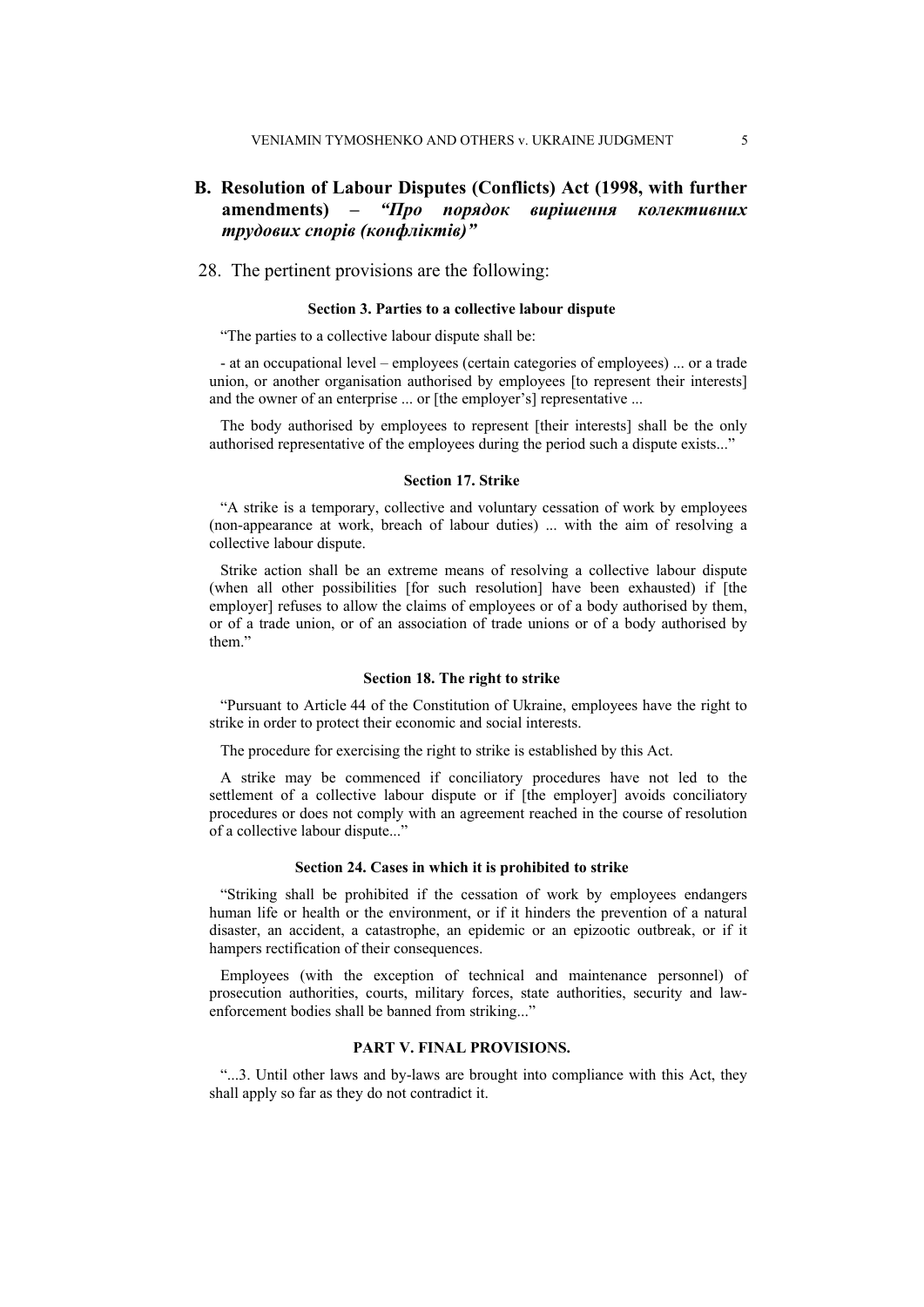## B. Resolution of Labour Disputes (Conflicts) Act (1998, with further amendments) – *"Про порядок вирішення колективних трудових спорів (конфліктів)"*

28. The pertinent provisions are the following:

**Section 3. Parties to a collective labour dispute**

"The parties to a collective labour dispute shall be:

- at an occupational level – employees (certain categories of employees) ... or a trade union, or another organisation authorised by employees [to represent their interests] and the owner of an enterprise ... or [the employer's] representative ...

The body authorised by employees to represent [their interests] shall be the only authorised representative of the employees during the period such a dispute exists..."

**Section 17. Strike**

"A strike is a temporary, collective and voluntary cessation of work by employees (non-appearance at work, breach of labour duties) ... with the aim of resolving a collective labour dispute.

Strike action shall be an extreme means of resolving a collective labour dispute (when all other possibilities [for such resolution] have been exhausted) if [the employer] refuses to allow the claims of employees or of a body authorised by them, or of a trade union, or of an association of trade unions or of a body authorised by them."

**Section 18. The right to strike**

"Pursuant to Article 44 of the Constitution of Ukraine, employees have the right to strike in order to protect their economic and social interests.

The procedure for exercising the right to strike is established by this Act.

A strike may be commenced if conciliatory procedures have not led to the settlement of a collective labour dispute or if [the employer] avoids conciliatory procedures or does not comply with an agreement reached in the course of resolution of a collective labour dispute..."

**Section 24. Cases in which it is prohibited to strike**

"Striking shall be prohibited if the cessation of work by employees endangers human life or health or the environment, or if it hinders the prevention of a natural disaster, an accident, a catastrophe, an epidemic or an epizootic outbreak, or if it hampers rectification of their consequences.

Employees (with the exception of technical and maintenance personnel) of prosecution authorities, courts, military forces, state authorities, security and law-enforcement bodies shall be banned from striking..."

**PART V. FINAL PROVISIONS.**

"...3. Until other laws and by-laws are brought into compliance with this Act, they shall apply so far as they do not contradict it.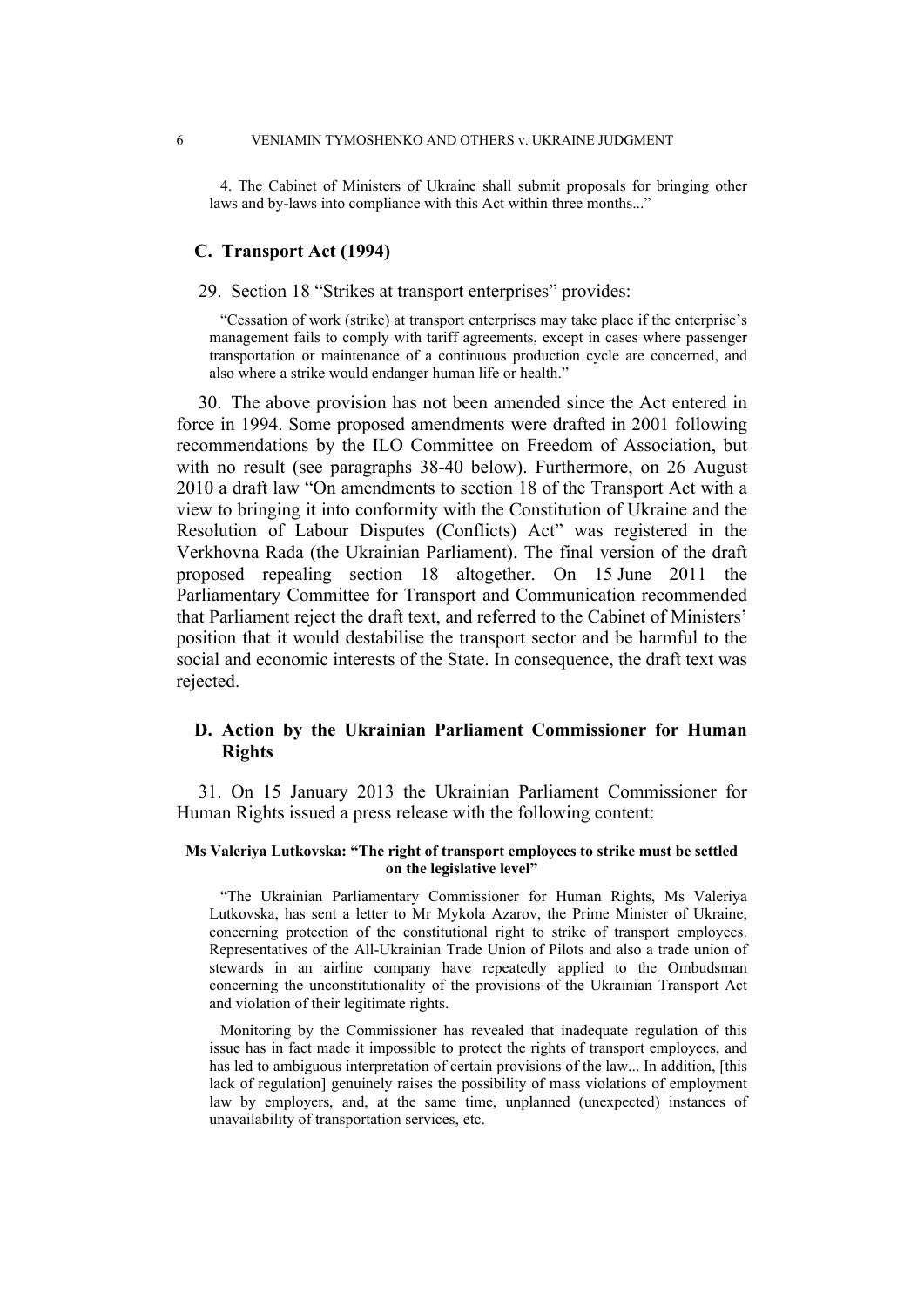4. The Cabinet of Ministers of Ukraine shall submit proposals for bringing other laws and by-laws into compliance with this Act within three months..."

## C. Transport Act (1994)

29. Section 18 "Strikes at transport enterprises" provides:

> "Cessation of work (strike) at transport enterprises may take place if the enterprise's management fails to comply with tariff agreements, except in cases where passenger transportation or maintenance of a continuous production cycle are concerned, and also where a strike would endanger human life or health."

30. The above provision has not been amended since the Act entered in force in 1994. Some proposed amendments were drafted in 2001 following recommendations by the ILO Committee on Freedom of Association, but with no result (see paragraphs 38-40 below). Furthermore, on 26 August 2010 a draft law "On amendments to section 18 of the Transport Act with a view to bringing it into conformity with the Constitution of Ukraine and the Resolution of Labour Disputes (Conflicts) Act" was registered in the Verkhovna Rada (the Ukrainian Parliament). The final version of the draft proposed repealing section 18 altogether. On 15 June 2011 the Parliamentary Committee for Transport and Communication recommended that Parliament reject the draft text, and referred to the Cabinet of Ministers' position that it would destabilise the transport sector and be harmful to the social and economic interests of the State. In consequence, the draft text was rejected.

## D. Action by the Ukrainian Parliament Commissioner for Human Rights

31. On 15 January 2013 the Ukrainian Parliament Commissioner for Human Rights issued a press release with the following content:

**Ms Valeriya Lutkovska: "The right of transport employees to strike must be settled on the legislative level"**

> "The Ukrainian Parliamentary Commissioner for Human Rights, Ms Valeriya Lutkovska, has sent a letter to Mr Mykola Azarov, the Prime Minister of Ukraine, concerning protection of the constitutional right to strike of transport employees. Representatives of the All-Ukrainian Trade Union of Pilots and also a trade union of stewards in an airline company have repeatedly applied to the Ombudsman concerning the unconstitutionality of the provisions of the Ukrainian Transport Act and violation of their legitimate rights.
>
> Monitoring by the Commissioner has revealed that inadequate regulation of this issue has in fact made it impossible to protect the rights of transport employees, and has led to ambiguous interpretation of certain provisions of the law... In addition, [this lack of regulation] genuinely raises the possibility of mass violations of employment law by employers, and, at the same time, unplanned (unexpected) instances of unavailability of transportation services, etc.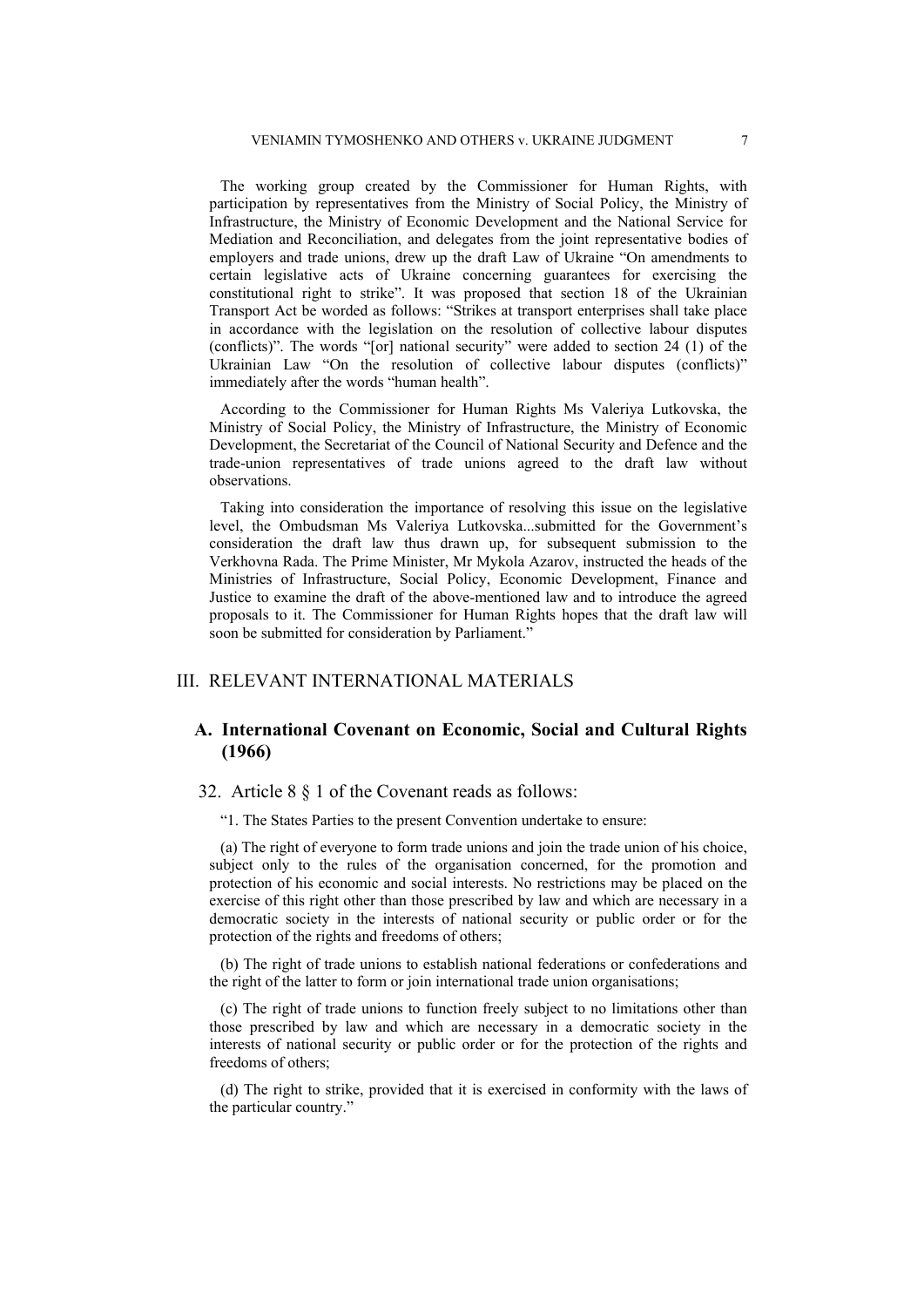The working group created by the Commissioner for Human Rights, with participation by representatives from the Ministry of Social Policy, the Ministry of Infrastructure, the Ministry of Economic Development and the National Service for Mediation and Reconciliation, and delegates from the joint representative bodies of employers and trade unions, drew up the draft Law of Ukraine "On amendments to certain legislative acts of Ukraine concerning guarantees for exercising the constitutional right to strike". It was proposed that section 18 of the Ukrainian Transport Act be worded as follows: "Strikes at transport enterprises shall take place in accordance with the legislation on the resolution of collective labour disputes (conflicts)". The words "[or] national security" were added to section 24 (1) of the Ukrainian Law "On the resolution of collective labour disputes (conflicts)" immediately after the words "human health".

According to the Commissioner for Human Rights Ms Valeriya Lutkovska, the Ministry of Social Policy, the Ministry of Infrastructure, the Ministry of Economic Development, the Secretariat of the Council of National Security and Defence and the trade-union representatives of trade unions agreed to the draft law without observations.

Taking into consideration the importance of resolving this issue on the legislative level, the Ombudsman Ms Valeriya Lutkovska...submitted for the Government's consideration the draft law thus drawn up, for subsequent submission to the Verkhovna Rada. The Prime Minister, Mr Mykola Azarov, instructed the heads of the Ministries of Infrastructure, Social Policy, Economic Development, Finance and Justice to examine the draft of the above-mentioned law and to introduce the agreed proposals to it. The Commissioner for Human Rights hopes that the draft law will soon be submitted for consideration by Parliament."

## III. RELEVANT INTERNATIONAL MATERIALS

### A. International Covenant on Economic, Social and Cultural Rights (1966)

32. Article 8 § 1 of the Covenant reads as follows:

"1. The States Parties to the present Convention undertake to ensure:

(a) The right of everyone to form trade unions and join the trade union of his choice, subject only to the rules of the organisation concerned, for the promotion and protection of his economic and social interests. No restrictions may be placed on the exercise of this right other than those prescribed by law and which are necessary in a democratic society in the interests of national security or public order or for the protection of the rights and freedoms of others;

(b) The right of trade unions to establish national federations or confederations and the right of the latter to form or join international trade union organisations;

(c) The right of trade unions to function freely subject to no limitations other than those prescribed by law and which are necessary in a democratic society in the interests of national security or public order or for the protection of the rights and freedoms of others;

(d) The right to strike, provided that it is exercised in conformity with the laws of the particular country."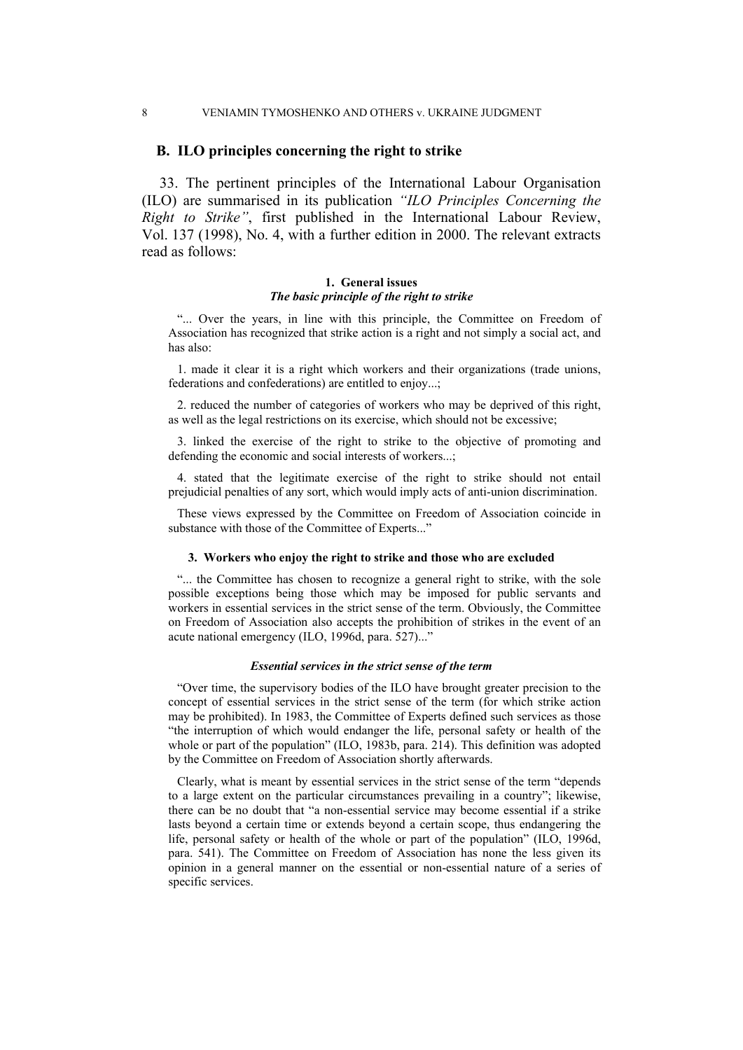## B. ILO principles concerning the right to strike

33. The pertinent principles of the International Labour Organisation (ILO) are summarised in its publication *"ILO Principles Concerning the Right to Strike"*, first published in the International Labour Review, Vol. 137 (1998), No. 4, with a further edition in 2000. The relevant extracts read as follows:

#### 1. General issues
#### *The basic principle of the right to strike*

> "... Over the years, in line with this principle, the Committee on Freedom of Association has recognized that strike action is a right and not simply a social act, and has also:
>
> 1. made it clear it is a right which workers and their organizations (trade unions, federations and confederations) are entitled to enjoy...;
>
> 2. reduced the number of categories of workers who may be deprived of this right, as well as the legal restrictions on its exercise, which should not be excessive;
>
> 3. linked the exercise of the right to strike to the objective of promoting and defending the economic and social interests of workers...;
>
> 4. stated that the legitimate exercise of the right to strike should not entail prejudicial penalties of any sort, which would imply acts of anti-union discrimination.
>
> These views expressed by the Committee on Freedom of Association coincide in substance with those of the Committee of Experts..."

#### 3. Workers who enjoy the right to strike and those who are excluded

> "... the Committee has chosen to recognize a general right to strike, with the sole possible exceptions being those which may be imposed for public servants and workers in essential services in the strict sense of the term. Obviously, the Committee on Freedom of Association also accepts the prohibition of strikes in the event of an acute national emergency (ILO, 1996d, para. 527)..."

#### *Essential services in the strict sense of the term*

> "Over time, the supervisory bodies of the ILO have brought greater precision to the concept of essential services in the strict sense of the term (for which strike action may be prohibited). In 1983, the Committee of Experts defined such services as those "the interruption of which would endanger the life, personal safety or health of the whole or part of the population" (ILO, 1983b, para. 214). This definition was adopted by the Committee on Freedom of Association shortly afterwards.
>
> Clearly, what is meant by essential services in the strict sense of the term "depends to a large extent on the particular circumstances prevailing in a country"; likewise, there can be no doubt that "a non-essential service may become essential if a strike lasts beyond a certain time or extends beyond a certain scope, thus endangering the life, personal safety or health of the whole or part of the population" (ILO, 1996d, para. 541). The Committee on Freedom of Association has none the less given its opinion in a general manner on the essential or non-essential nature of a series of specific services.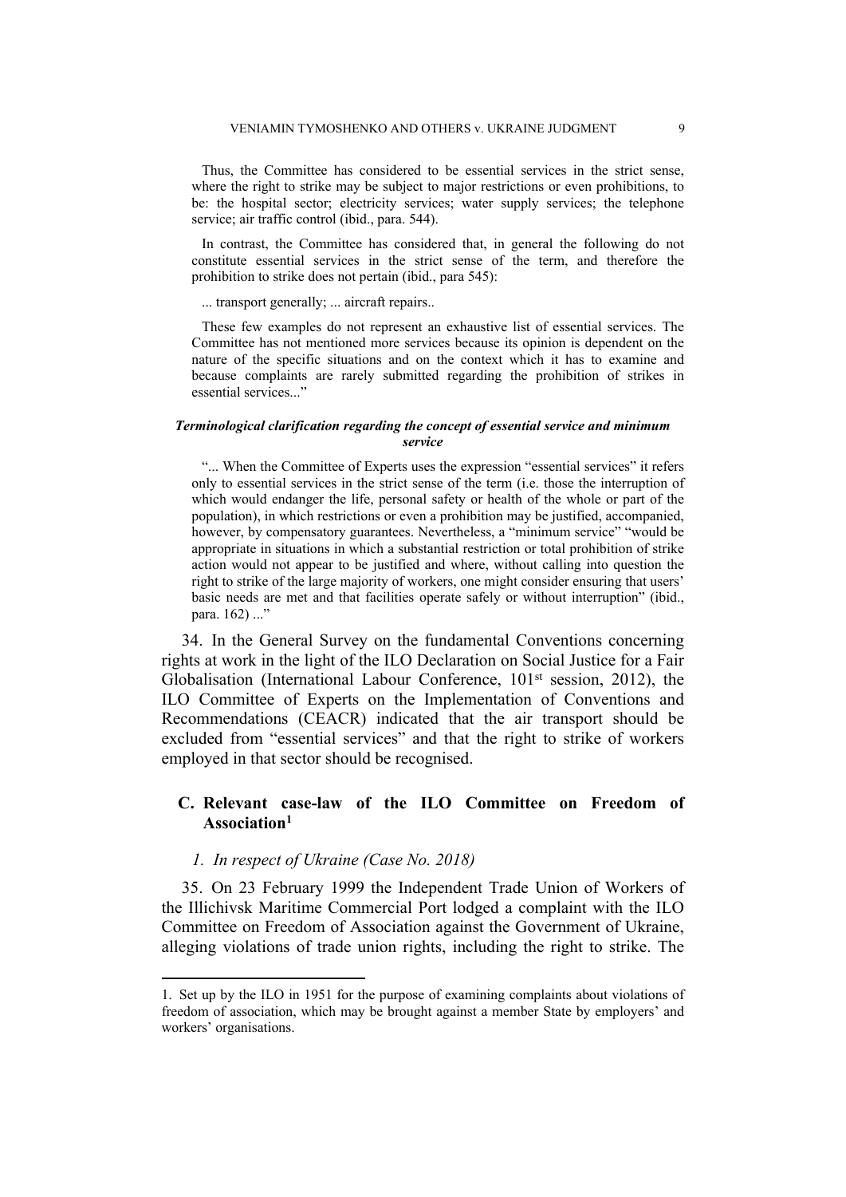Thus, the Committee has considered to be essential services in the strict sense, where the right to strike may be subject to major restrictions or even prohibitions, to be: the hospital sector; electricity services; water supply services; the telephone service; air traffic control (ibid., para. 544).

In contrast, the Committee has considered that, in general the following do not constitute essential services in the strict sense of the term, and therefore the prohibition to strike does not pertain (ibid., para 545):

... transport generally; ... aircraft repairs..

These few examples do not represent an exhaustive list of essential services. The Committee has not mentioned more services because its opinion is dependent on the nature of the specific situations and on the context which it has to examine and because complaints are rarely submitted regarding the prohibition of strikes in essential services..."

***Terminological clarification regarding the concept of essential service and minimum service***

"... When the Committee of Experts uses the expression "essential services" it refers only to essential services in the strict sense of the term (i.e. those the interruption of which would endanger the life, personal safety or health of the whole or part of the population), in which restrictions or even a prohibition may be justified, accompanied, however, by compensatory guarantees. Nevertheless, a "minimum service" "would be appropriate in situations in which a substantial restriction or total prohibition of strike action would not appear to be justified and where, without calling into question the right to strike of the large majority of workers, one might consider ensuring that users' basic needs are met and that facilities operate safely or without interruption" (ibid., para. 162) ..."

34. In the General Survey on the fundamental Conventions concerning rights at work in the light of the ILO Declaration on Social Justice for a Fair Globalisation (International Labour Conference, 101st session, 2012), the ILO Committee of Experts on the Implementation of Conventions and Recommendations (CEACR) indicated that the air transport should be excluded from "essential services" and that the right to strike of workers employed in that sector should be recognised.

## C. Relevant case-law of the ILO Committee on Freedom of Association[1]

### *1. In respect of Ukraine (Case No. 2018)*

35. On 23 February 1999 the Independent Trade Union of Workers of the Illichivsk Maritime Commercial Port lodged a complaint with the ILO Committee on Freedom of Association against the Government of Ukraine, alleging violations of trade union rights, including the right to strike. The

1. Set up by the ILO in 1951 for the purpose of examining complaints about violations of freedom of association, which may be brought against a member State by employers' and workers' organisations.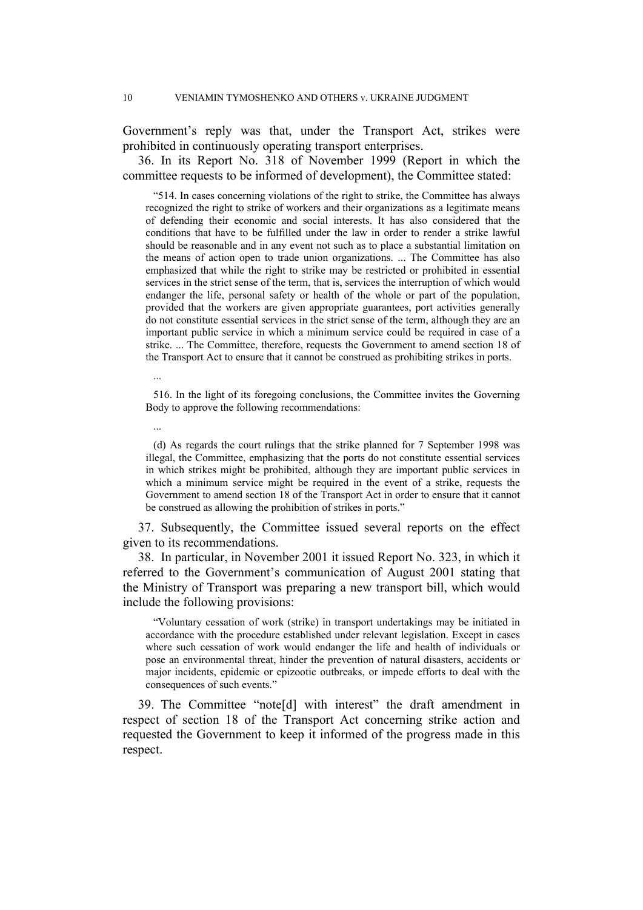Government's reply was that, under the Transport Act, strikes were prohibited in continuously operating transport enterprises.

36. In its Report No. 318 of November 1999 (Report in which the committee requests to be informed of development), the Committee stated:

> "514. In cases concerning violations of the right to strike, the Committee has always recognized the right to strike of workers and their organizations as a legitimate means of defending their economic and social interests. It has also considered that the conditions that have to be fulfilled under the law in order to render a strike lawful should be reasonable and in any event not such as to place a substantial limitation on the means of action open to trade union organizations. ... The Committee has also emphasized that while the right to strike may be restricted or prohibited in essential services in the strict sense of the term, that is, services the interruption of which would endanger the life, personal safety or health of the whole or part of the population, provided that the workers are given appropriate guarantees, port activities generally do not constitute essential services in the strict sense of the term, although they are an important public service in which a minimum service could be required in case of a strike. ... The Committee, therefore, requests the Government to amend section 18 of the Transport Act to ensure that it cannot be construed as prohibiting strikes in ports.
>
> ...
>
> 516. In the light of its foregoing conclusions, the Committee invites the Governing Body to approve the following recommendations:
>
> ...
>
> (d) As regards the court rulings that the strike planned for 7 September 1998 was illegal, the Committee, emphasizing that the ports do not constitute essential services in which strikes might be prohibited, although they are important public services in which a minimum service might be required in the event of a strike, requests the Government to amend section 18 of the Transport Act in order to ensure that it cannot be construed as allowing the prohibition of strikes in ports."

37. Subsequently, the Committee issued several reports on the effect given to its recommendations.

38. In particular, in November 2001 it issued Report No. 323, in which it referred to the Government's communication of August 2001 stating that the Ministry of Transport was preparing a new transport bill, which would include the following provisions:

> "Voluntary cessation of work (strike) in transport undertakings may be initiated in accordance with the procedure established under relevant legislation. Except in cases where such cessation of work would endanger the life and health of individuals or pose an environmental threat, hinder the prevention of natural disasters, accidents or major incidents, epidemic or epizootic outbreaks, or impede efforts to deal with the consequences of such events."

39. The Committee "note[d] with interest" the draft amendment in respect of section 18 of the Transport Act concerning strike action and requested the Government to keep it informed of the progress made in this respect.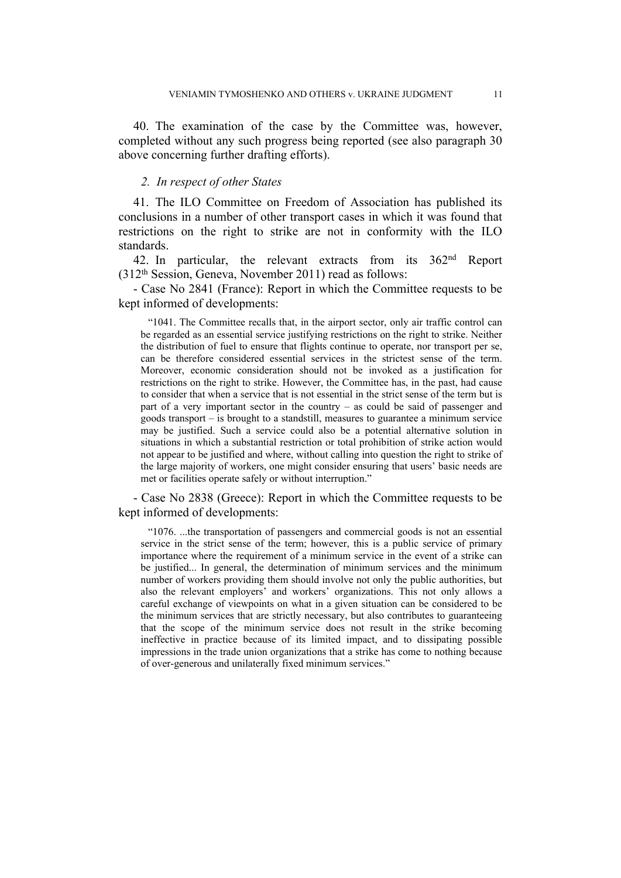40. The examination of the case by the Committee was, however, completed without any such progress being reported (see also paragraph 30 above concerning further drafting efforts).

*2. In respect of other States*

41. The ILO Committee on Freedom of Association has published its conclusions in a number of other transport cases in which it was found that restrictions on the right to strike are not in conformity with the ILO standards.

42. In particular, the relevant extracts from its 362nd Report (312th Session, Geneva, November 2011) read as follows:

- Case No 2841 (France): Report in which the Committee requests to be kept informed of developments:

> "1041. The Committee recalls that, in the airport sector, only air traffic control can be regarded as an essential service justifying restrictions on the right to strike. Neither the distribution of fuel to ensure that flights continue to operate, nor transport per se, can be therefore considered essential services in the strictest sense of the term. Moreover, economic consideration should not be invoked as a justification for restrictions on the right to strike. However, the Committee has, in the past, had cause to consider that when a service that is not essential in the strict sense of the term but is part of a very important sector in the country – as could be said of passenger and goods transport – is brought to a standstill, measures to guarantee a minimum service may be justified. Such a service could also be a potential alternative solution in situations in which a substantial restriction or total prohibition of strike action would not appear to be justified and where, without calling into question the right to strike of the large majority of workers, one might consider ensuring that users' basic needs are met or facilities operate safely or without interruption."

- Case No 2838 (Greece): Report in which the Committee requests to be kept informed of developments:

> "1076. ...the transportation of passengers and commercial goods is not an essential service in the strict sense of the term; however, this is a public service of primary importance where the requirement of a minimum service in the event of a strike can be justified... In general, the determination of minimum services and the minimum number of workers providing them should involve not only the public authorities, but also the relevant employers' and workers' organizations. This not only allows a careful exchange of viewpoints on what in a given situation can be considered to be the minimum services that are strictly necessary, but also contributes to guaranteeing that the scope of the minimum service does not result in the strike becoming ineffective in practice because of its limited impact, and to dissipating possible impressions in the trade union organizations that a strike has come to nothing because of over-generous and unilaterally fixed minimum services."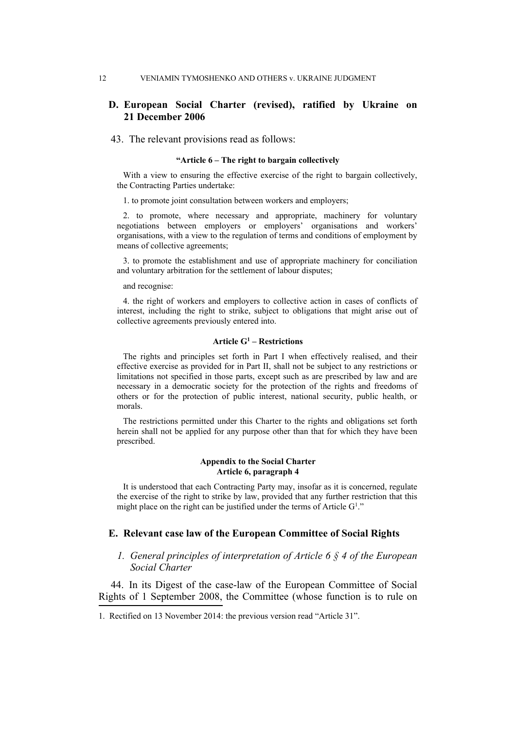## D. European Social Charter (revised), ratified by Ukraine on 21 December 2006

43. The relevant provisions read as follows:

**"Article 6 – The right to bargain collectively**

With a view to ensuring the effective exercise of the right to bargain collectively, the Contracting Parties undertake:

1. to promote joint consultation between workers and employers;

2. to promote, where necessary and appropriate, machinery for voluntary negotiations between employers or employers' organisations and workers' organisations, with a view to the regulation of terms and conditions of employment by means of collective agreements;

3. to promote the establishment and use of appropriate machinery for conciliation and voluntary arbitration for the settlement of labour disputes;

and recognise:

4. the right of workers and employers to collective action in cases of conflicts of interest, including the right to strike, subject to obligations that might arise out of collective agreements previously entered into.

**Article G[1] – Restrictions**

The rights and principles set forth in Part I when effectively realised, and their effective exercise as provided for in Part II, shall not be subject to any restrictions or limitations not specified in those parts, except such as are prescribed by law and are necessary in a democratic society for the protection of the rights and freedoms of others or for the protection of public interest, national security, public health, or morals.

The restrictions permitted under this Charter to the rights and obligations set forth herein shall not be applied for any purpose other than that for which they have been prescribed.

**Appendix to the Social Charter**
**Article 6, paragraph 4**

It is understood that each Contracting Party may, insofar as it is concerned, regulate the exercise of the right to strike by law, provided that any further restriction that this might place on the right can be justified under the terms of Article G[1]."

## E. Relevant case law of the European Committee of Social Rights

### *1. General principles of interpretation of Article 6 § 4 of the European Social Charter*

44. In its Digest of the case-law of the European Committee of Social Rights of 1 September 2008, the Committee (whose function is to rule on

1. Rectified on 13 November 2014: the previous version read "Article 31".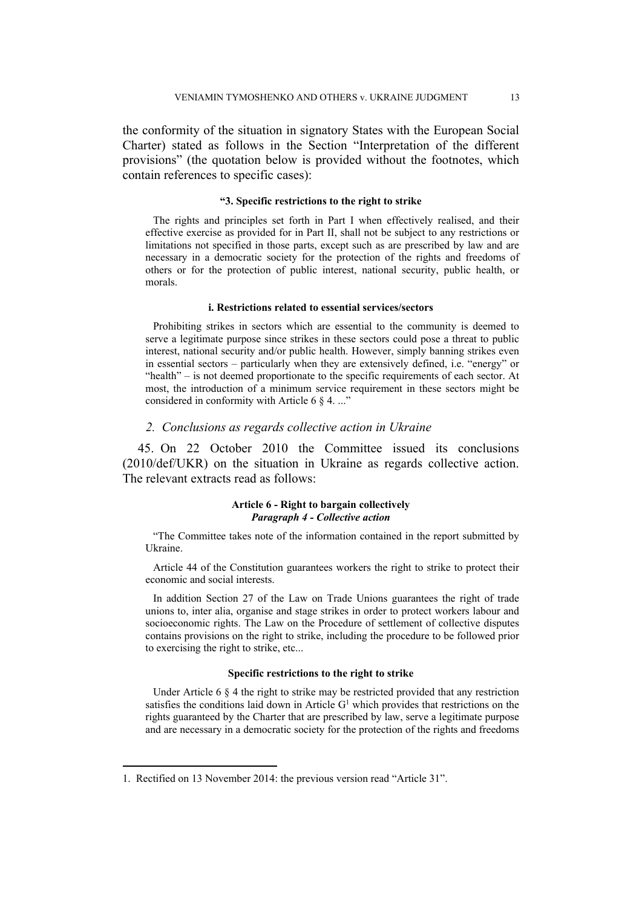the conformity of the situation in signatory States with the European Social Charter) stated as follows in the Section "Interpretation of the different provisions" (the quotation below is provided without the footnotes, which contain references to specific cases):

> **"3. Specific restrictions to the right to strike**
>
> The rights and principles set forth in Part I when effectively realised, and their effective exercise as provided for in Part II, shall not be subject to any restrictions or limitations not specified in those parts, except such as are prescribed by law and are necessary in a democratic society for the protection of the rights and freedoms of others or for the protection of public interest, national security, public health, or morals.
>
> **i. Restrictions related to essential services/sectors**
>
> Prohibiting strikes in sectors which are essential to the community is deemed to serve a legitimate purpose since strikes in these sectors could pose a threat to public interest, national security and/or public health. However, simply banning strikes even in essential sectors – particularly when they are extensively defined, i.e. "energy" or "health" – is not deemed proportionate to the specific requirements of each sector. At most, the introduction of a minimum service requirement in these sectors might be considered in conformity with Article 6 § 4. ..."

### *2. Conclusions as regards collective action in Ukraine*

45. On 22 October 2010 the Committee issued its conclusions (2010/def/UKR) on the situation in Ukraine as regards collective action. The relevant extracts read as follows:

> **Article 6 - Right to bargain collectively**
> ***Paragraph 4 - Collective action***
>
> "The Committee takes note of the information contained in the report submitted by Ukraine.
>
> Article 44 of the Constitution guarantees workers the right to strike to protect their economic and social interests.
>
> In addition Section 27 of the Law on Trade Unions guarantees the right of trade unions to, inter alia, organise and stage strikes in order to protect workers labour and socioeconomic rights. The Law on the Procedure of settlement of collective disputes contains provisions on the right to strike, including the procedure to be followed prior to exercising the right to strike, etc...
>
> **Specific restrictions to the right to strike**
>
> Under Article 6 § 4 the right to strike may be restricted provided that any restriction satisfies the conditions laid down in Article G[1] which provides that restrictions on the rights guaranteed by the Charter that are prescribed by law, serve a legitimate purpose and are necessary in a democratic society for the protection of the rights and freedoms

---

1. Rectified on 13 November 2014: the previous version read "Article 31".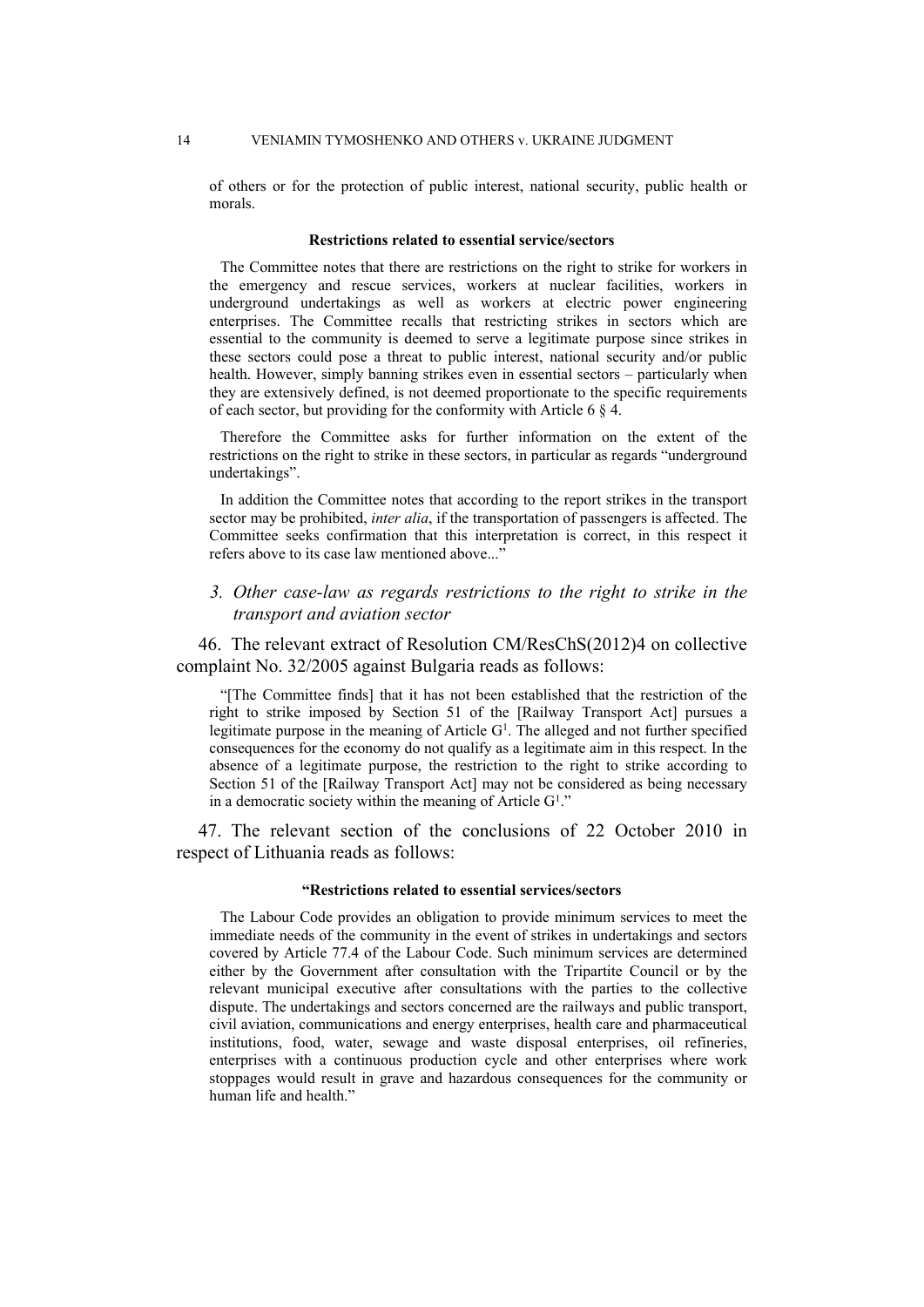of others or for the protection of public interest, national security, public health or morals.

**Restrictions related to essential service/sectors**

The Committee notes that there are restrictions on the right to strike for workers in the emergency and rescue services, workers at nuclear facilities, workers in underground undertakings as well as workers at electric power engineering enterprises. The Committee recalls that restricting strikes in sectors which are essential to the community is deemed to serve a legitimate purpose since strikes in these sectors could pose a threat to public interest, national security and/or public health. However, simply banning strikes even in essential sectors – particularly when they are extensively defined, is not deemed proportionate to the specific requirements of each sector, but providing for the conformity with Article 6 § 4.

Therefore the Committee asks for further information on the extent of the restrictions on the right to strike in these sectors, in particular as regards "underground undertakings".

In addition the Committee notes that according to the report strikes in the transport sector may be prohibited, *inter alia*, if the transportation of passengers is affected. The Committee seeks confirmation that this interpretation is correct, in this respect it refers above to its case law mentioned above..."

### *3. Other case-law as regards restrictions to the right to strike in the transport and aviation sector*

46. The relevant extract of Resolution CM/ResChS(2012)4 on collective complaint No. 32/2005 against Bulgaria reads as follows:

"[The Committee finds] that it has not been established that the restriction of the right to strike imposed by Section 51 of the [Railway Transport Act] pursues a legitimate purpose in the meaning of Article G[1]. The alleged and not further specified consequences for the economy do not qualify as a legitimate aim in this respect. In the absence of a legitimate purpose, the restriction to the right to strike according to Section 51 of the [Railway Transport Act] may not be considered as being necessary in a democratic society within the meaning of Article G[1]."

47. The relevant section of the conclusions of 22 October 2010 in respect of Lithuania reads as follows:

**"Restrictions related to essential services/sectors**

The Labour Code provides an obligation to provide minimum services to meet the immediate needs of the community in the event of strikes in undertakings and sectors covered by Article 77.4 of the Labour Code. Such minimum services are determined either by the Government after consultation with the Tripartite Council or by the relevant municipal executive after consultations with the parties to the collective dispute. The undertakings and sectors concerned are the railways and public transport, civil aviation, communications and energy enterprises, health care and pharmaceutical institutions, food, water, sewage and waste disposal enterprises, oil refineries, enterprises with a continuous production cycle and other enterprises where work stoppages would result in grave and hazardous consequences for the community or human life and health."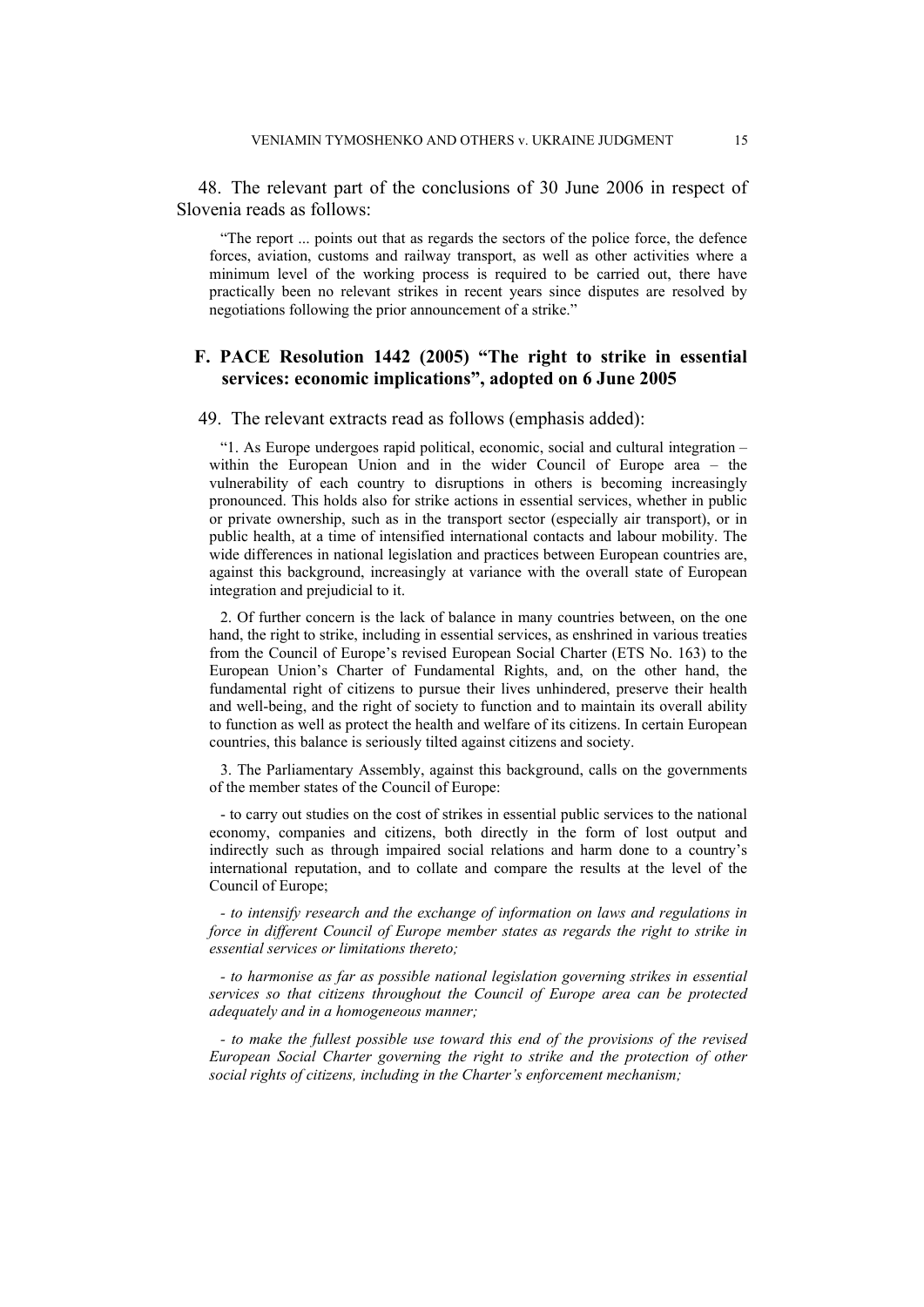48. The relevant part of the conclusions of 30 June 2006 in respect of Slovenia reads as follows:

> "The report ... points out that as regards the sectors of the police force, the defence forces, aviation, customs and railway transport, as well as other activities where a minimum level of the working process is required to be carried out, there have practically been no relevant strikes in recent years since disputes are resolved by negotiations following the prior announcement of a strike."

### F. PACE Resolution 1442 (2005) "The right to strike in essential services: economic implications", adopted on 6 June 2005

49. The relevant extracts read as follows (emphasis added):

> "1. As Europe undergoes rapid political, economic, social and cultural integration – within the European Union and in the wider Council of Europe area – the vulnerability of each country to disruptions in others is becoming increasingly pronounced. This holds also for strike actions in essential services, whether in public or private ownership, such as in the transport sector (especially air transport), or in public health, at a time of intensified international contacts and labour mobility. The wide differences in national legislation and practices between European countries are, against this background, increasingly at variance with the overall state of European integration and prejudicial to it.
>
> 2. Of further concern is the lack of balance in many countries between, on the one hand, the right to strike, including in essential services, as enshrined in various treaties from the Council of Europe's revised European Social Charter (ETS No. 163) to the European Union's Charter of Fundamental Rights, and, on the other hand, the fundamental right of citizens to pursue their lives unhindered, preserve their health and well-being, and the right of society to function and to maintain its overall ability to function as well as protect the health and welfare of its citizens. In certain European countries, this balance is seriously tilted against citizens and society.
>
> 3. The Parliamentary Assembly, against this background, calls on the governments of the member states of the Council of Europe:
>
> - to carry out studies on the cost of strikes in essential public services to the national economy, companies and citizens, both directly in the form of lost output and indirectly such as through impaired social relations and harm done to a country's international reputation, and to collate and compare the results at the level of the Council of Europe;
>
> *- to intensify research and the exchange of information on laws and regulations in force in different Council of Europe member states as regards the right to strike in essential services or limitations thereto;*
>
> *- to harmonise as far as possible national legislation governing strikes in essential services so that citizens throughout the Council of Europe area can be protected adequately and in a homogeneous manner;*
>
> *- to make the fullest possible use toward this end of the provisions of the revised European Social Charter governing the right to strike and the protection of other social rights of citizens, including in the Charter's enforcement mechanism;*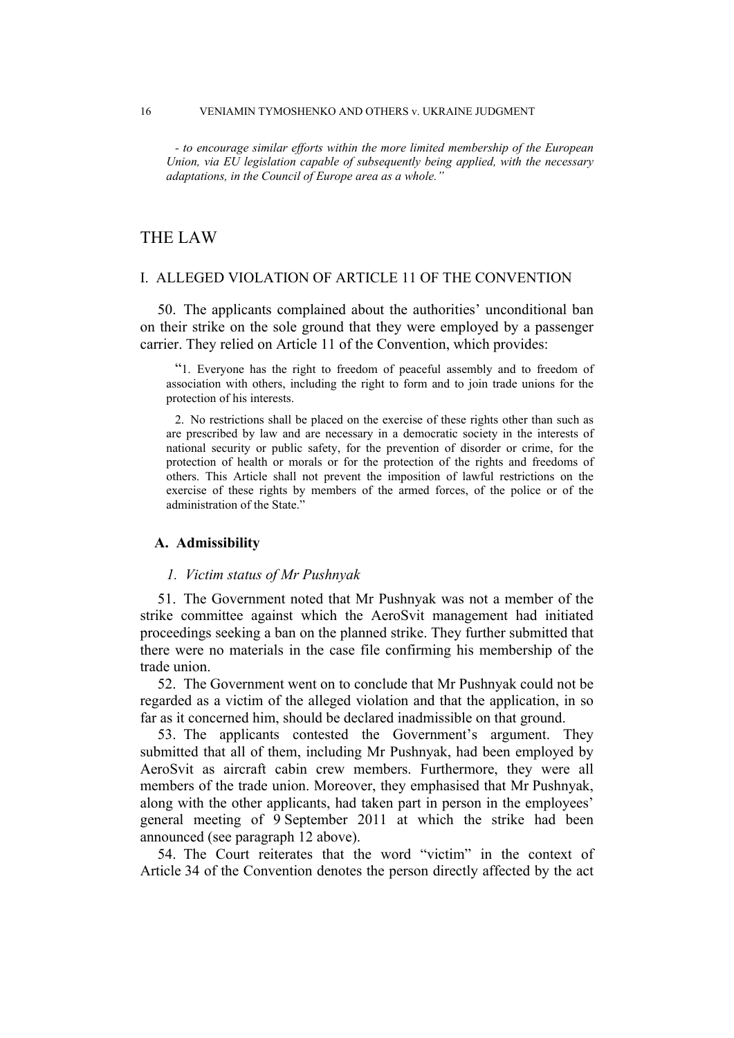*- to encourage similar efforts within the more limited membership of the European Union, via EU legislation capable of subsequently being applied, with the necessary adaptations, in the Council of Europe area as a whole."*

# THE LAW

## I. ALLEGED VIOLATION OF ARTICLE 11 OF THE CONVENTION

50. The applicants complained about the authorities' unconditional ban on their strike on the sole ground that they were employed by a passenger carrier. They relied on Article 11 of the Convention, which provides:

> "1. Everyone has the right to freedom of peaceful assembly and to freedom of association with others, including the right to form and to join trade unions for the protection of his interests.
>
> 2. No restrictions shall be placed on the exercise of these rights other than such as are prescribed by law and are necessary in a democratic society in the interests of national security or public safety, for the prevention of disorder or crime, for the protection of health or morals or for the protection of the rights and freedoms of others. This Article shall not prevent the imposition of lawful restrictions on the exercise of these rights by members of the armed forces, of the police or of the administration of the State."

### A. Admissibility

#### *1. Victim status of Mr Pushnyak*

51. The Government noted that Mr Pushnyak was not a member of the strike committee against which the AeroSvit management had initiated proceedings seeking a ban on the planned strike. They further submitted that there were no materials in the case file confirming his membership of the trade union.

52. The Government went on to conclude that Mr Pushnyak could not be regarded as a victim of the alleged violation and that the application, in so far as it concerned him, should be declared inadmissible on that ground.

53. The applicants contested the Government's argument. They submitted that all of them, including Mr Pushnyak, had been employed by AeroSvit as aircraft cabin crew members. Furthermore, they were all members of the trade union. Moreover, they emphasised that Mr Pushnyak, along with the other applicants, had taken part in person in the employees' general meeting of 9 September 2011 at which the strike had been announced (see paragraph 12 above).

54. The Court reiterates that the word "victim" in the context of Article 34 of the Convention denotes the person directly affected by the act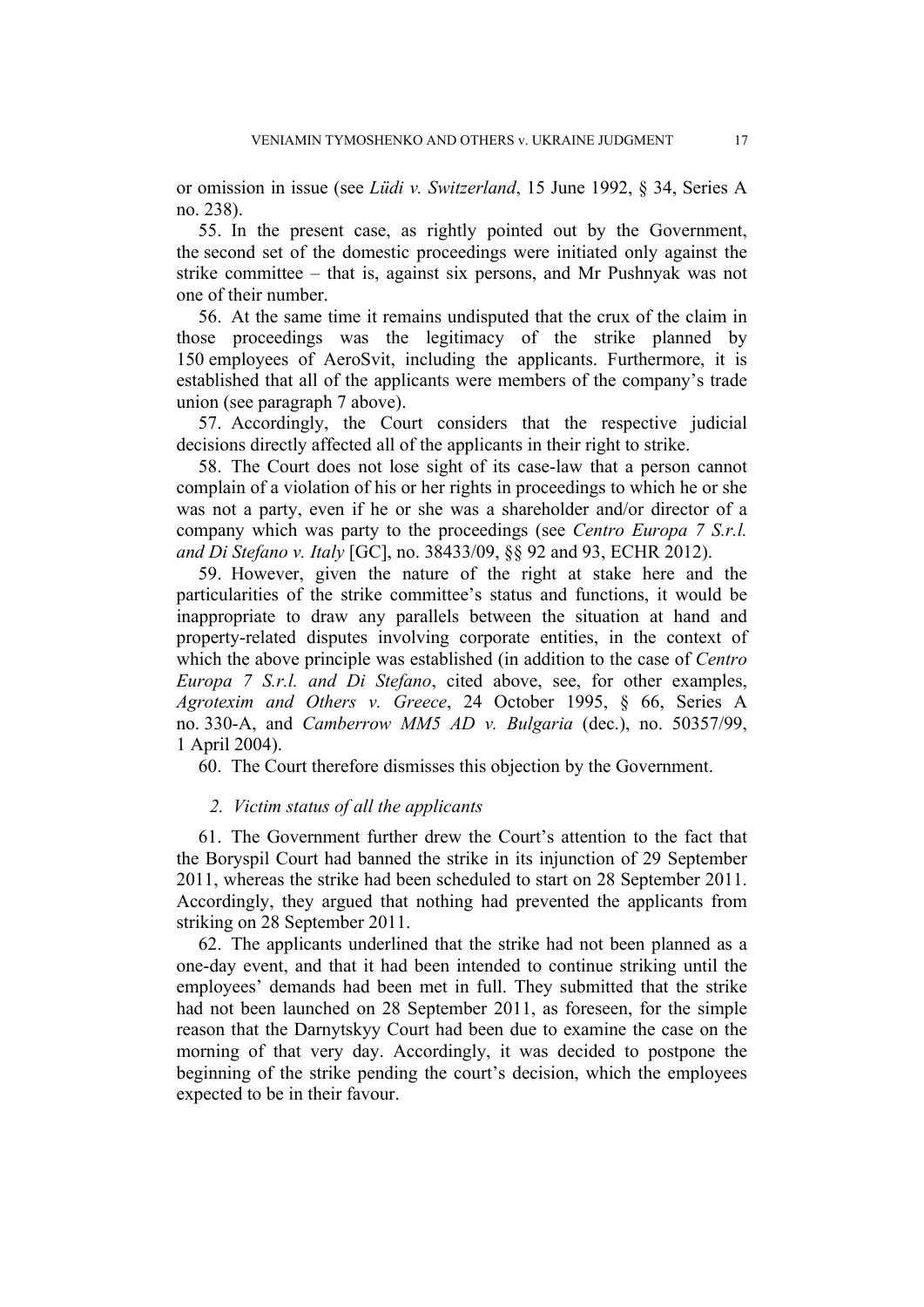or omission in issue (see *Lüdi v. Switzerland*, 15 June 1992, § 34, Series A no. 238).

55. In the present case, as rightly pointed out by the Government, the second set of the domestic proceedings were initiated only against the strike committee – that is, against six persons, and Mr Pushnyak was not one of their number.

56. At the same time it remains undisputed that the crux of the claim in those proceedings was the legitimacy of the strike planned by 150 employees of AeroSvit, including the applicants. Furthermore, it is established that all of the applicants were members of the company's trade union (see paragraph 7 above).

57. Accordingly, the Court considers that the respective judicial decisions directly affected all of the applicants in their right to strike.

58. The Court does not lose sight of its case-law that a person cannot complain of a violation of his or her rights in proceedings to which he or she was not a party, even if he or she was a shareholder and/or director of a company which was party to the proceedings (see *Centro Europa 7 S.r.l. and Di Stefano v. Italy* [GC], no. 38433/09, §§ 92 and 93, ECHR 2012).

59. However, given the nature of the right at stake here and the particularities of the strike committee's status and functions, it would be inappropriate to draw any parallels between the situation at hand and property-related disputes involving corporate entities, in the context of which the above principle was established (in addition to the case of *Centro Europa 7 S.r.l. and Di Stefano*, cited above, see, for other examples, *Agrotexim and Others v. Greece*, 24 October 1995, § 66, Series A no. 330-A, and *Camberrow MM5 AD v. Bulgaria* (dec.), no. 50357/99, 1 April 2004).

60. The Court therefore dismisses this objection by the Government.

### *2. Victim status of all the applicants*

61. The Government further drew the Court's attention to the fact that the Boryspil Court had banned the strike in its injunction of 29 September 2011, whereas the strike had been scheduled to start on 28 September 2011. Accordingly, they argued that nothing had prevented the applicants from striking on 28 September 2011.

62. The applicants underlined that the strike had not been planned as a one-day event, and that it had been intended to continue striking until the employees' demands had been met in full. They submitted that the strike had not been launched on 28 September 2011, as foreseen, for the simple reason that the Darnytskyy Court had been due to examine the case on the morning of that very day. Accordingly, it was decided to postpone the beginning of the strike pending the court's decision, which the employees expected to be in their favour.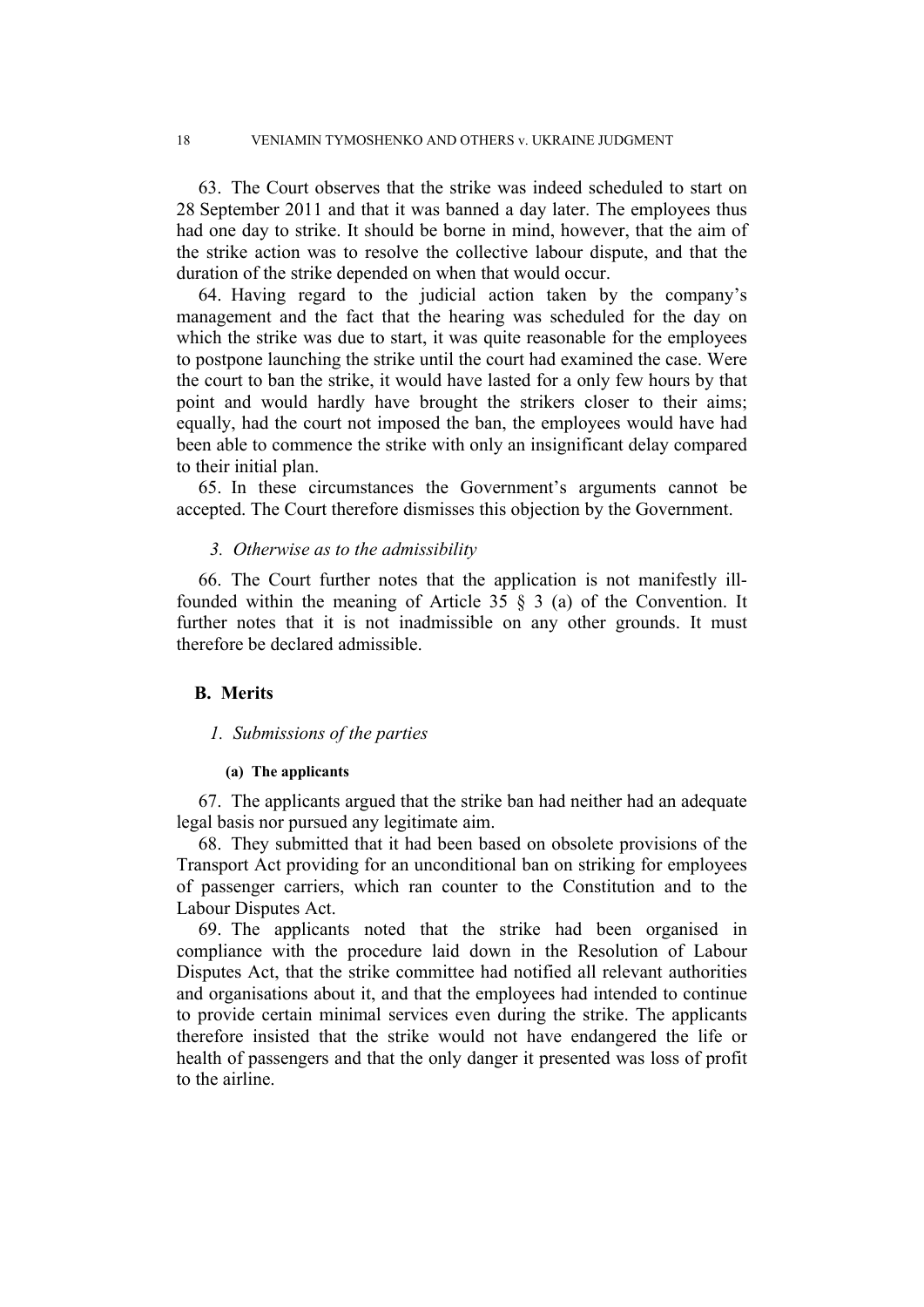63. The Court observes that the strike was indeed scheduled to start on 28 September 2011 and that it was banned a day later. The employees thus had one day to strike. It should be borne in mind, however, that the aim of the strike action was to resolve the collective labour dispute, and that the duration of the strike depended on when that would occur.

64. Having regard to the judicial action taken by the company's management and the fact that the hearing was scheduled for the day on which the strike was due to start, it was quite reasonable for the employees to postpone launching the strike until the court had examined the case. Were the court to ban the strike, it would have lasted for a only few hours by that point and would hardly have brought the strikers closer to their aims; equally, had the court not imposed the ban, the employees would have had been able to commence the strike with only an insignificant delay compared to their initial plan.

65. In these circumstances the Government's arguments cannot be accepted. The Court therefore dismisses this objection by the Government.

*3. Otherwise as to the admissibility*

66. The Court further notes that the application is not manifestly ill-founded within the meaning of Article 35 § 3 (a) of the Convention. It further notes that it is not inadmissible on any other grounds. It must therefore be declared admissible.

## B. Merits

*1. Submissions of the parties*

**(a) The applicants**

67. The applicants argued that the strike ban had neither had an adequate legal basis nor pursued any legitimate aim.

68. They submitted that it had been based on obsolete provisions of the Transport Act providing for an unconditional ban on striking for employees of passenger carriers, which ran counter to the Constitution and to the Labour Disputes Act.

69. The applicants noted that the strike had been organised in compliance with the procedure laid down in the Resolution of Labour Disputes Act, that the strike committee had notified all relevant authorities and organisations about it, and that the employees had intended to continue to provide certain minimal services even during the strike. The applicants therefore insisted that the strike would not have endangered the life or health of passengers and that the only danger it presented was loss of profit to the airline.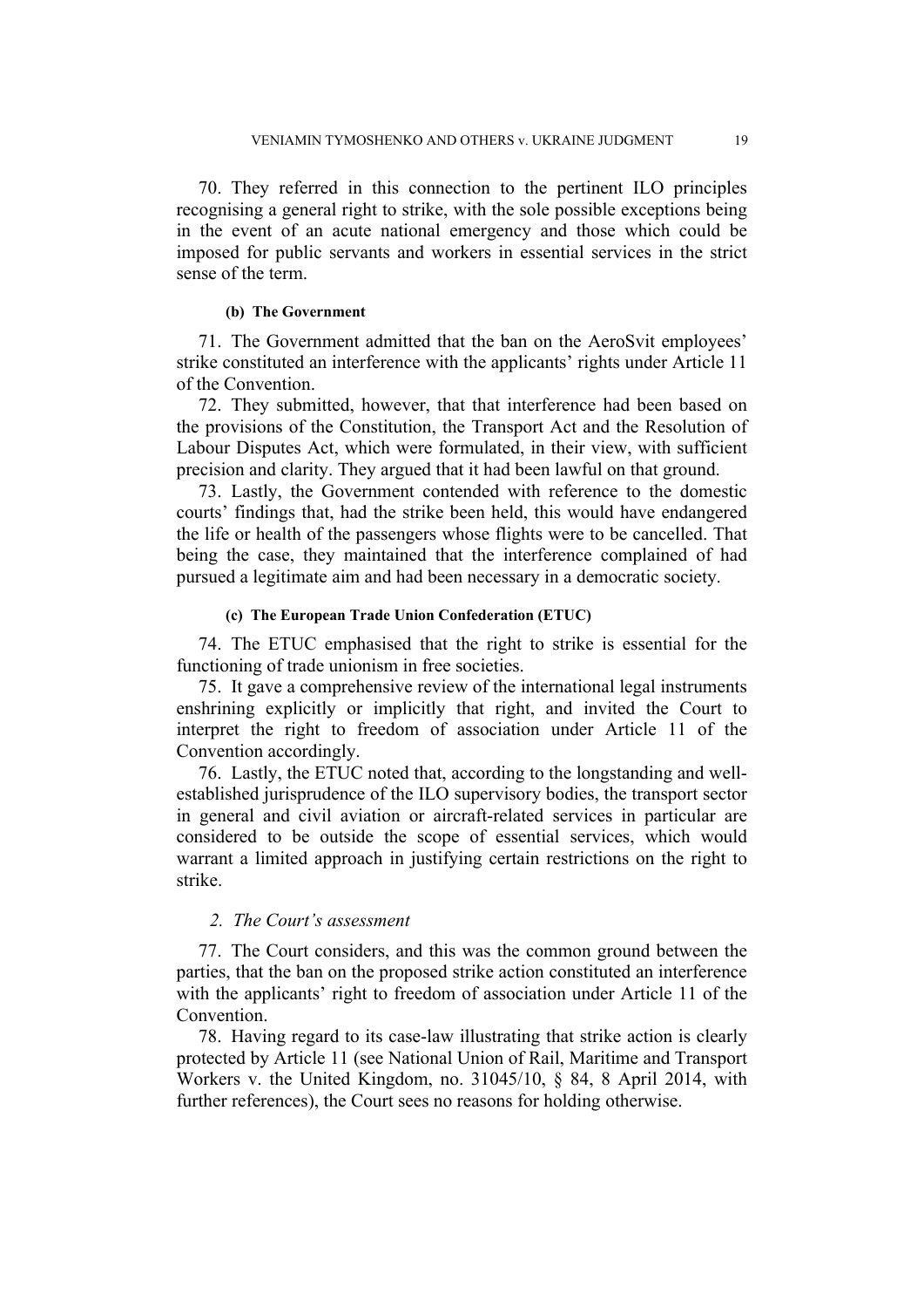70. They referred in this connection to the pertinent ILO principles recognising a general right to strike, with the sole possible exceptions being in the event of an acute national emergency and those which could be imposed for public servants and workers in essential services in the strict sense of the term.

#### (b) The Government

71. The Government admitted that the ban on the AeroSvit employees' strike constituted an interference with the applicants' rights under Article 11 of the Convention.

72. They submitted, however, that that interference had been based on the provisions of the Constitution, the Transport Act and the Resolution of Labour Disputes Act, which were formulated, in their view, with sufficient precision and clarity. They argued that it had been lawful on that ground.

73. Lastly, the Government contended with reference to the domestic courts' findings that, had the strike been held, this would have endangered the life or health of the passengers whose flights were to be cancelled. That being the case, they maintained that the interference complained of had pursued a legitimate aim and had been necessary in a democratic society.

#### (c) The European Trade Union Confederation (ETUC)

74. The ETUC emphasised that the right to strike is essential for the functioning of trade unionism in free societies.

75. It gave a comprehensive review of the international legal instruments enshrining explicitly or implicitly that right, and invited the Court to interpret the right to freedom of association under Article 11 of the Convention accordingly.

76. Lastly, the ETUC noted that, according to the longstanding and well-established jurisprudence of the ILO supervisory bodies, the transport sector in general and civil aviation or aircraft-related services in particular are considered to be outside the scope of essential services, which would warrant a limited approach in justifying certain restrictions on the right to strike.

### *2. The Court's assessment*

77. The Court considers, and this was the common ground between the parties, that the ban on the proposed strike action constituted an interference with the applicants' right to freedom of association under Article 11 of the Convention.

78. Having regard to its case-law illustrating that strike action is clearly protected by Article 11 (see National Union of Rail, Maritime and Transport Workers v. the United Kingdom, no. 31045/10, § 84, 8 April 2014, with further references), the Court sees no reasons for holding otherwise.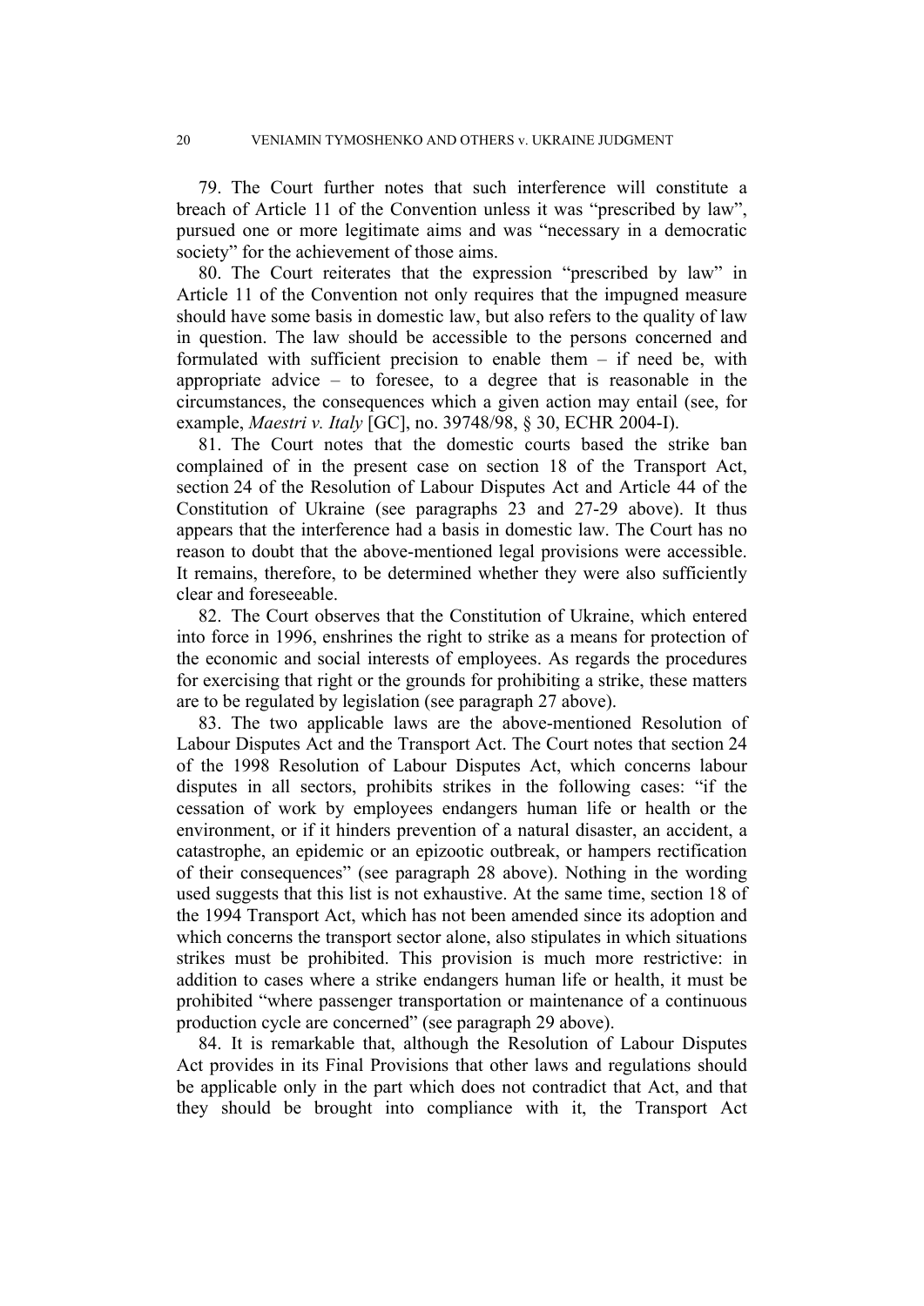79. The Court further notes that such interference will constitute a breach of Article 11 of the Convention unless it was "prescribed by law", pursued one or more legitimate aims and was "necessary in a democratic society" for the achievement of those aims.

80. The Court reiterates that the expression "prescribed by law" in Article 11 of the Convention not only requires that the impugned measure should have some basis in domestic law, but also refers to the quality of law in question. The law should be accessible to the persons concerned and formulated with sufficient precision to enable them – if need be, with appropriate advice – to foresee, to a degree that is reasonable in the circumstances, the consequences which a given action may entail (see, for example, *Maestri v. Italy* [GC], no. 39748/98, § 30, ECHR 2004-I).

81. The Court notes that the domestic courts based the strike ban complained of in the present case on section 18 of the Transport Act, section 24 of the Resolution of Labour Disputes Act and Article 44 of the Constitution of Ukraine (see paragraphs 23 and 27-29 above). It thus appears that the interference had a basis in domestic law. The Court has no reason to doubt that the above-mentioned legal provisions were accessible. It remains, therefore, to be determined whether they were also sufficiently clear and foreseeable.

82. The Court observes that the Constitution of Ukraine, which entered into force in 1996, enshrines the right to strike as a means for protection of the economic and social interests of employees. As regards the procedures for exercising that right or the grounds for prohibiting a strike, these matters are to be regulated by legislation (see paragraph 27 above).

83. The two applicable laws are the above-mentioned Resolution of Labour Disputes Act and the Transport Act. The Court notes that section 24 of the 1998 Resolution of Labour Disputes Act, which concerns labour disputes in all sectors, prohibits strikes in the following cases: "if the cessation of work by employees endangers human life or health or the environment, or if it hinders prevention of a natural disaster, an accident, a catastrophe, an epidemic or an epizootic outbreak, or hampers rectification of their consequences" (see paragraph 28 above). Nothing in the wording used suggests that this list is not exhaustive. At the same time, section 18 of the 1994 Transport Act, which has not been amended since its adoption and which concerns the transport sector alone, also stipulates in which situations strikes must be prohibited. This provision is much more restrictive: in addition to cases where a strike endangers human life or health, it must be prohibited "where passenger transportation or maintenance of a continuous production cycle are concerned" (see paragraph 29 above).

84. It is remarkable that, although the Resolution of Labour Disputes Act provides in its Final Provisions that other laws and regulations should be applicable only in the part which does not contradict that Act, and that they should be brought into compliance with it, the Transport Act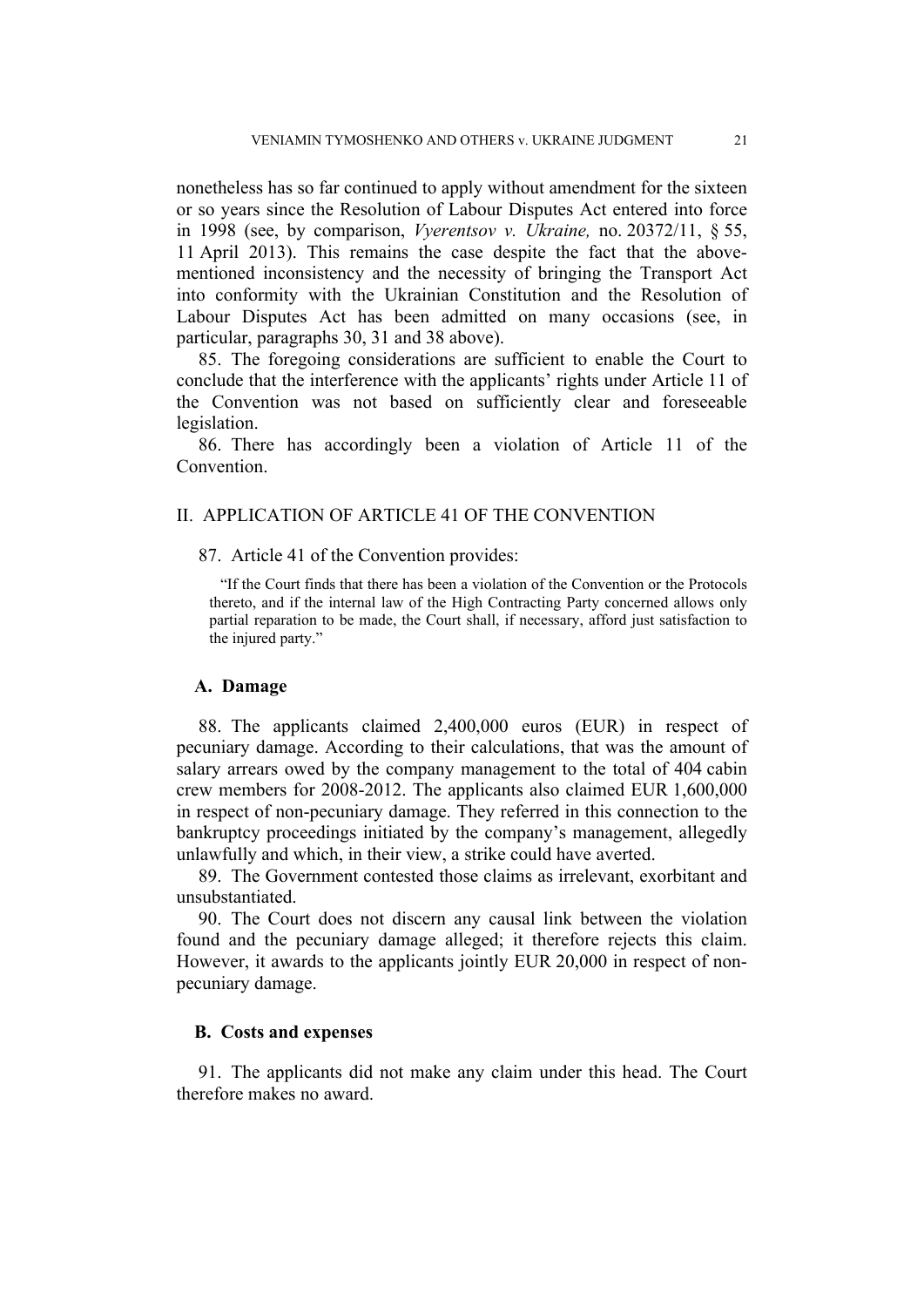nonetheless has so far continued to apply without amendment for the sixteen or so years since the Resolution of Labour Disputes Act entered into force in 1998 (see, by comparison, *Vyerentsov v. Ukraine,* no. 20372/11, § 55, 11 April 2013). This remains the case despite the fact that the above-mentioned inconsistency and the necessity of bringing the Transport Act into conformity with the Ukrainian Constitution and the Resolution of Labour Disputes Act has been admitted on many occasions (see, in particular, paragraphs 30, 31 and 38 above).

85. The foregoing considerations are sufficient to enable the Court to conclude that the interference with the applicants' rights under Article 11 of the Convention was not based on sufficiently clear and foreseeable legislation.

86. There has accordingly been a violation of Article 11 of the Convention.

## II. APPLICATION OF ARTICLE 41 OF THE CONVENTION

87. Article 41 of the Convention provides:

> "If the Court finds that there has been a violation of the Convention or the Protocols thereto, and if the internal law of the High Contracting Party concerned allows only partial reparation to be made, the Court shall, if necessary, afford just satisfaction to the injured party."

### A. Damage

88. The applicants claimed 2,400,000 euros (EUR) in respect of pecuniary damage. According to their calculations, that was the amount of salary arrears owed by the company management to the total of 404 cabin crew members for 2008-2012. The applicants also claimed EUR 1,600,000 in respect of non-pecuniary damage. They referred in this connection to the bankruptcy proceedings initiated by the company's management, allegedly unlawfully and which, in their view, a strike could have averted.

89. The Government contested those claims as irrelevant, exorbitant and unsubstantiated.

90. The Court does not discern any causal link between the violation found and the pecuniary damage alleged; it therefore rejects this claim. However, it awards to the applicants jointly EUR 20,000 in respect of non-pecuniary damage.

### B. Costs and expenses

91. The applicants did not make any claim under this head. The Court therefore makes no award.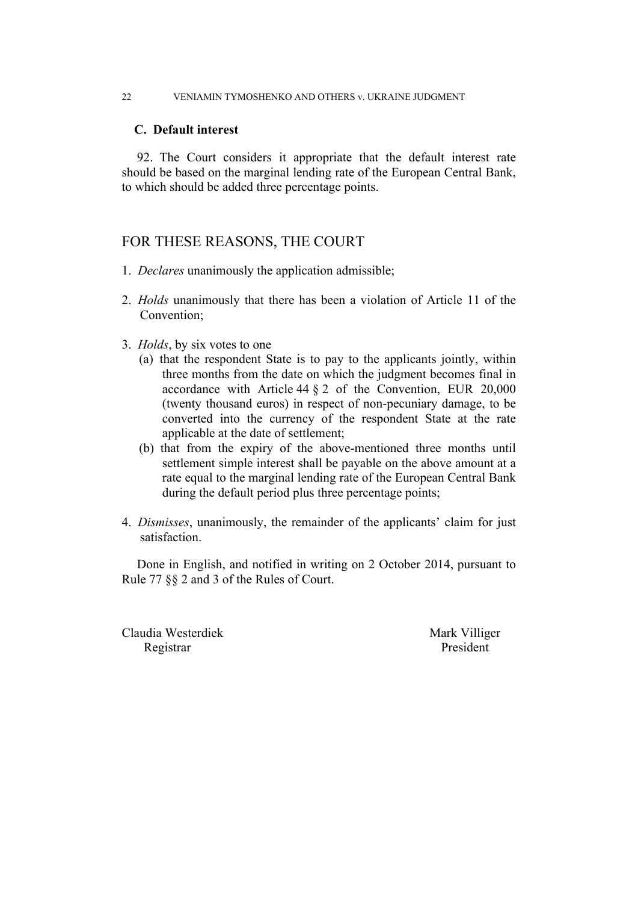### C. Default interest

92. The Court considers it appropriate that the default interest rate should be based on the marginal lending rate of the European Central Bank, to which should be added three percentage points.

## FOR THESE REASONS, THE COURT

1. *Declares* unanimously the application admissible;

2. *Holds* unanimously that there has been a violation of Article 11 of the Convention;

3. *Holds*, by six votes to one
   (a) that the respondent State is to pay to the applicants jointly, within three months from the date on which the judgment becomes final in accordance with Article 44 § 2 of the Convention, EUR 20,000 (twenty thousand euros) in respect of non-pecuniary damage, to be converted into the currency of the respondent State at the rate applicable at the date of settlement;
   (b) that from the expiry of the above-mentioned three months until settlement simple interest shall be payable on the above amount at a rate equal to the marginal lending rate of the European Central Bank during the default period plus three percentage points;

4. *Dismisses*, unanimously, the remainder of the applicants' claim for just satisfaction.

Done in English, and notified in writing on 2 October 2014, pursuant to Rule 77 §§ 2 and 3 of the Rules of Court.

Claudia Westerdiek
Registrar

Mark Villiger
President